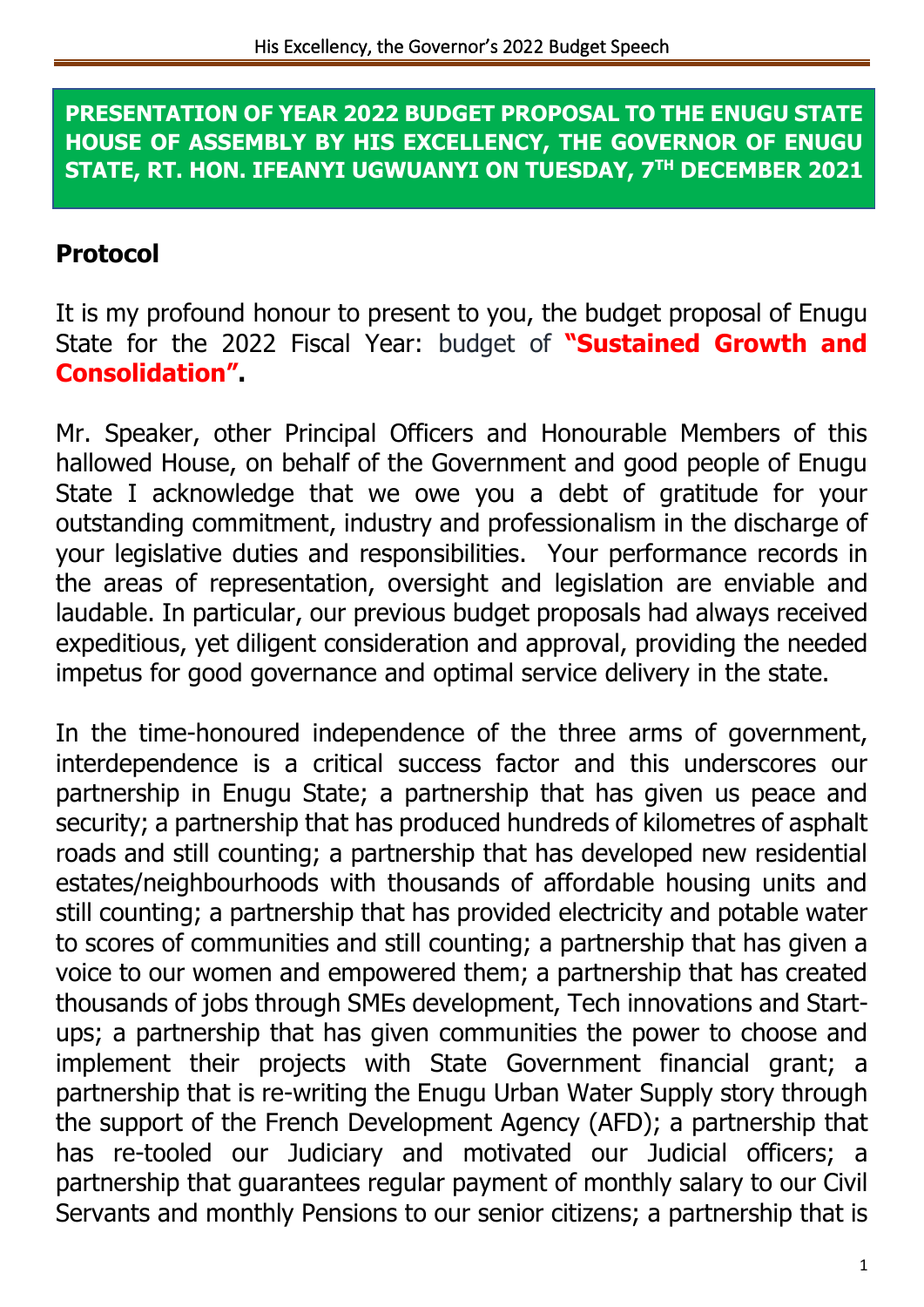**PRESENTATION OF YEAR 2022 BUDGET PROPOSAL TO THE ENUGU STATE HOUSE OF ASSEMBLY BY HIS EXCELLENCY, THE GOVERNOR OF ENUGU STATE, RT. HON. IFEANYI UGWUANYI ON TUESDAY, 7TH DECEMBER 2021**

## Protocol

It is my profound honour to present to you, the budget proposal of Enugu State for the 2022 Fiscal Year: budget of **"Sustained Growth and Consolidation".**

Mr. Speaker, other Principal Officers and Honourable Members of this hallowed House, on behalf of the Government and good people of Enugu State I acknowledge that we owe you a debt of gratitude for your outstanding commitment, industry and professionalism in the discharge of your legislative duties and responsibilities. Your performance records in the areas of representation, oversight and legislation are enviable and laudable. In particular, our previous budget proposals had always received expeditious, yet diligent consideration and approval, providing the needed impetus for good governance and optimal service delivery in the state.

In the time-honoured independence of the three arms of government, interdependence is a critical success factor and this underscores our partnership in Enugu State; a partnership that has given us peace and security; a partnership that has produced hundreds of kilometres of asphalt roads and still counting; a partnership that has developed new residential estates/neighbourhoods with thousands of affordable housing units and still counting; a partnership that has provided electricity and potable water to scores of communities and still counting; a partnership that has given a voice to our women and empowered them; a partnership that has created thousands of jobs through SMEs development, Tech innovations and Start-ups; a partnership that has given communities the power to choose and implement their projects with State Government financial grant; a partnership that is re-writing the Enugu Urban Water Supply story through the support of the French Development Agency (AFD); a partnership that has re-tooled our Judiciary and motivated our Judicial officers; a partnership that guarantees regular payment of monthly salary to our Civil Servants and monthly Pensions to our senior citizens; a partnership that is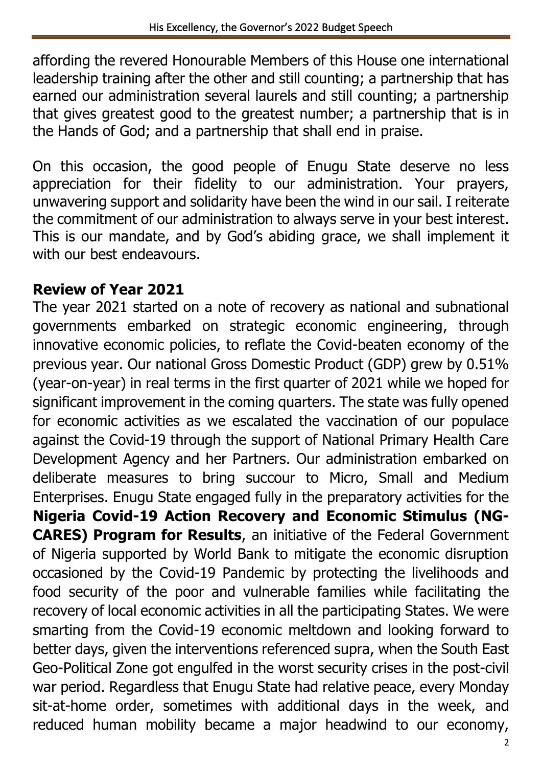affording the revered Honourable Members of this House one international leadership training after the other and still counting; a partnership that has earned our administration several laurels and still counting; a partnership that gives greatest good to the greatest number; a partnership that is in the Hands of God; and a partnership that shall end in praise.

On this occasion, the good people of Enugu State deserve no less appreciation for their fidelity to our administration. Your prayers, unwavering support and solidarity have been the wind in our sail. I reiterate the commitment of our administration to always serve in your best interest. This is our mandate, and by God's abiding grace, we shall implement it with our best endeavours.

## Review of Year 2021

The year 2021 started on a note of recovery as national and subnational governments embarked on strategic economic engineering, through innovative economic policies, to reflate the Covid-beaten economy of the previous year. Our national Gross Domestic Product (GDP) grew by 0.51% (year-on-year) in real terms in the first quarter of 2021 while we hoped for significant improvement in the coming quarters. The state was fully opened for economic activities as we escalated the vaccination of our populace against the Covid-19 through the support of National Primary Health Care Development Agency and her Partners. Our administration embarked on deliberate measures to bring succour to Micro, Small and Medium Enterprises. Enugu State engaged fully in the preparatory activities for the **Nigeria Covid-19 Action Recovery and Economic Stimulus (NG-CARES) Program for Results**, an initiative of the Federal Government of Nigeria supported by World Bank to mitigate the economic disruption occasioned by the Covid-19 Pandemic by protecting the livelihoods and food security of the poor and vulnerable families while facilitating the recovery of local economic activities in all the participating States. We were smarting from the Covid-19 economic meltdown and looking forward to better days, given the interventions referenced supra, when the South East Geo-Political Zone got engulfed in the worst security crises in the post-civil war period. Regardless that Enugu State had relative peace, every Monday sit-at-home order, sometimes with additional days in the week, and reduced human mobility became a major headwind to our economy,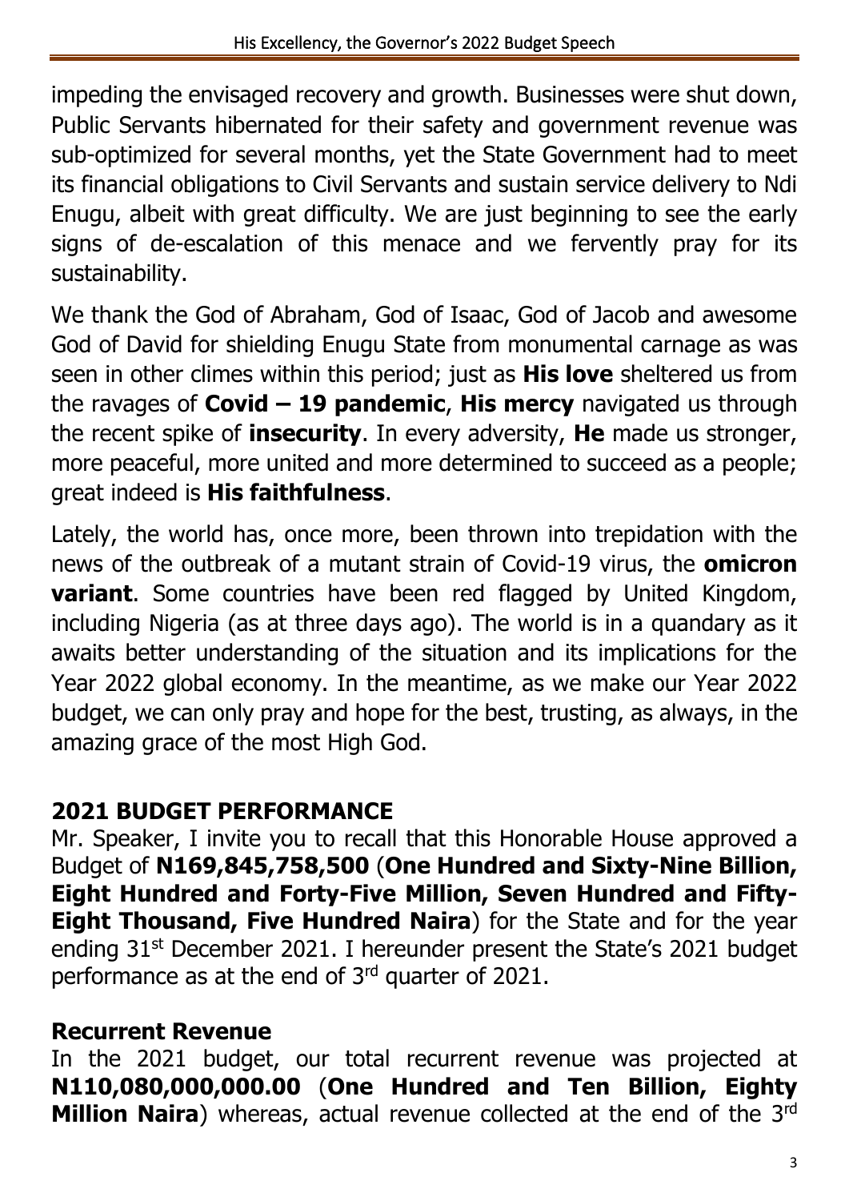impeding the envisaged recovery and growth. Businesses were shut down, Public Servants hibernated for their safety and government revenue was sub-optimized for several months, yet the State Government had to meet its financial obligations to Civil Servants and sustain service delivery to Ndi Enugu, albeit with great difficulty. We are just beginning to see the early signs of de-escalation of this menace and we fervently pray for its sustainability.

We thank the God of Abraham, God of Isaac, God of Jacob and awesome God of David for shielding Enugu State from monumental carnage as was seen in other climes within this period; just as **His love** sheltered us from the ravages of **Covid – 19 pandemic**, **His mercy** navigated us through the recent spike of **insecurity**. In every adversity, **He** made us stronger, more peaceful, more united and more determined to succeed as a people; great indeed is **His faithfulness**.

Lately, the world has, once more, been thrown into trepidation with the news of the outbreak of a mutant strain of Covid-19 virus, the **omicron variant**. Some countries have been red flagged by United Kingdom, including Nigeria (as at three days ago). The world is in a quandary as it awaits better understanding of the situation and its implications for the Year 2022 global economy. In the meantime, as we make our Year 2022 budget, we can only pray and hope for the best, trusting, as always, in the amazing grace of the most High God.

## 2021 BUDGET PERFORMANCE

Mr. Speaker, I invite you to recall that this Honorable House approved a Budget of **N169,845,758,500** (**One Hundred and Sixty-Nine Billion, Eight Hundred and Forty-Five Million, Seven Hundred and Fifty-Eight Thousand, Five Hundred Naira**) for the State and for the year ending 31st December 2021. I hereunder present the State's 2021 budget performance as at the end of 3rd quarter of 2021.

## Recurrent Revenue

In the 2021 budget, our total recurrent revenue was projected at **N110,080,000,000.00** (**One Hundred and Ten Billion, Eighty Million Naira**) whereas, actual revenue collected at the end of the 3rd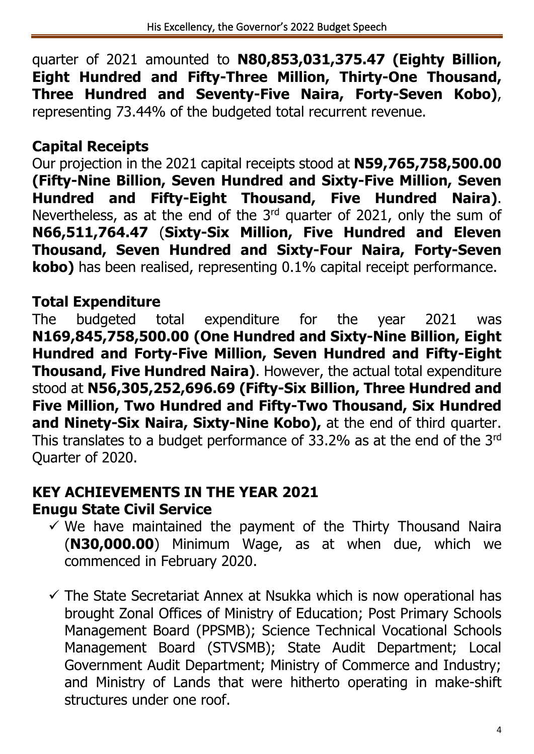quarter of 2021 amounted to **N80,853,031,375.47 (Eighty Billion, Eight Hundred and Fifty-Three Million, Thirty-One Thousand, Three Hundred and Seventy-Five Naira, Forty-Seven Kobo)**, representing 73.44% of the budgeted total recurrent revenue.

## Capital Receipts

Our projection in the 2021 capital receipts stood at **N59,765,758,500.00 (Fifty-Nine Billion, Seven Hundred and Sixty-Five Million, Seven Hundred and Fifty-Eight Thousand, Five Hundred Naira)**. Nevertheless, as at the end of the 3rd quarter of 2021, only the sum of **N66,511,764.47** (**Sixty-Six Million, Five Hundred and Eleven Thousand, Seven Hundred and Sixty-Four Naira, Forty-Seven kobo)** has been realised, representing 0.1% capital receipt performance.

## Total Expenditure

The budgeted total expenditure for the year 2021 was **N169,845,758,500.00 (One Hundred and Sixty-Nine Billion, Eight Hundred and Forty-Five Million, Seven Hundred and Fifty-Eight Thousand, Five Hundred Naira)**. However, the actual total expenditure stood at **N56,305,252,696.69 (Fifty-Six Billion, Three Hundred and Five Million, Two Hundred and Fifty-Two Thousand, Six Hundred and Ninety-Six Naira, Sixty-Nine Kobo),** at the end of third quarter. This translates to a budget performance of 33.2% as at the end of the 3rd Quarter of 2020.

# KEY ACHIEVEMENTS IN THE YEAR 2021

## Enugu State Civil Service

- ✓ We have maintained the payment of the Thirty Thousand Naira (**N30,000.00**) Minimum Wage, as at when due, which we commenced in February 2020.
- ✓ The State Secretariat Annex at Nsukka which is now operational has brought Zonal Offices of Ministry of Education; Post Primary Schools Management Board (PPSMB); Science Technical Vocational Schools Management Board (STVSMB); State Audit Department; Local Government Audit Department; Ministry of Commerce and Industry; and Ministry of Lands that were hitherto operating in make-shift structures under one roof.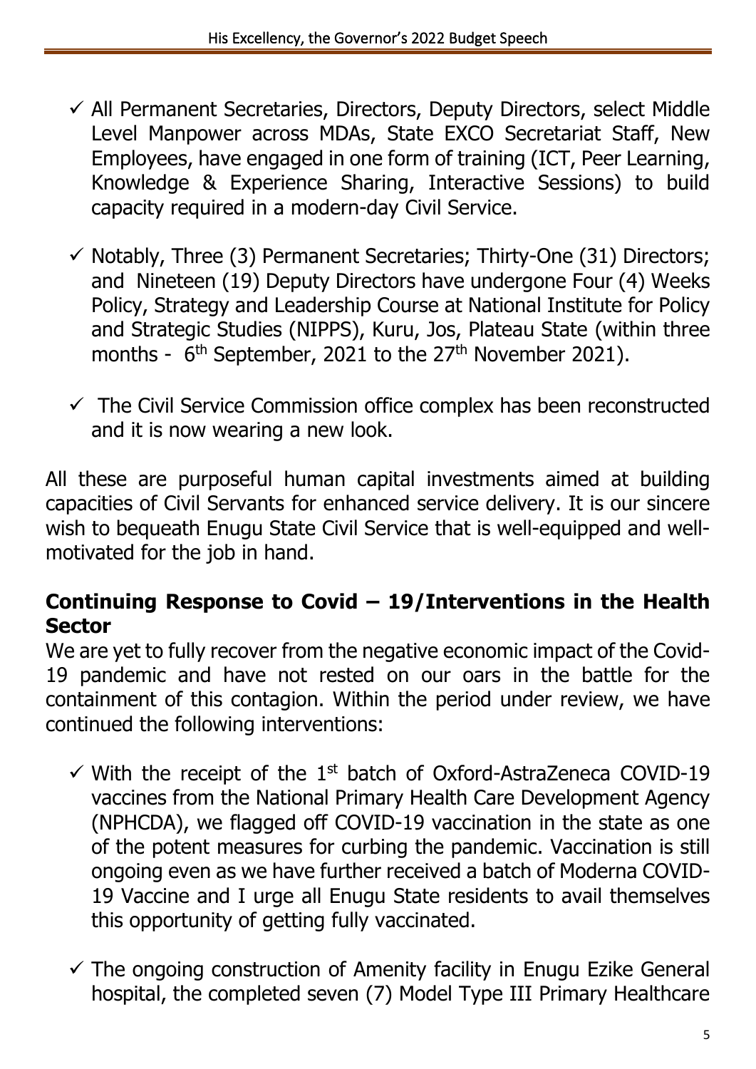- ✓ All Permanent Secretaries, Directors, Deputy Directors, select Middle Level Manpower across MDAs, State EXCO Secretariat Staff, New Employees, have engaged in one form of training (ICT, Peer Learning, Knowledge & Experience Sharing, Interactive Sessions) to build capacity required in a modern-day Civil Service.

- ✓ Notably, Three (3) Permanent Secretaries; Thirty-One (31) Directors; and Nineteen (19) Deputy Directors have undergone Four (4) Weeks Policy, Strategy and Leadership Course at National Institute for Policy and Strategic Studies (NIPPS), Kuru, Jos, Plateau State (within three months - 6th September, 2021 to the 27th November 2021).

- ✓ The Civil Service Commission office complex has been reconstructed and it is now wearing a new look.

All these are purposeful human capital investments aimed at building capacities of Civil Servants for enhanced service delivery. It is our sincere wish to bequeath Enugu State Civil Service that is well-equipped and well-motivated for the job in hand.

## Continuing Response to Covid – 19/Interventions in the Health Sector

We are yet to fully recover from the negative economic impact of the Covid-19 pandemic and have not rested on our oars in the battle for the containment of this contagion. Within the period under review, we have continued the following interventions:

- ✓ With the receipt of the 1st batch of Oxford-AstraZeneca COVID-19 vaccines from the National Primary Health Care Development Agency (NPHCDA), we flagged off COVID-19 vaccination in the state as one of the potent measures for curbing the pandemic. Vaccination is still ongoing even as we have further received a batch of Moderna COVID-19 Vaccine and I urge all Enugu State residents to avail themselves this opportunity of getting fully vaccinated.

- ✓ The ongoing construction of Amenity facility in Enugu Ezike General hospital, the completed seven (7) Model Type III Primary Healthcare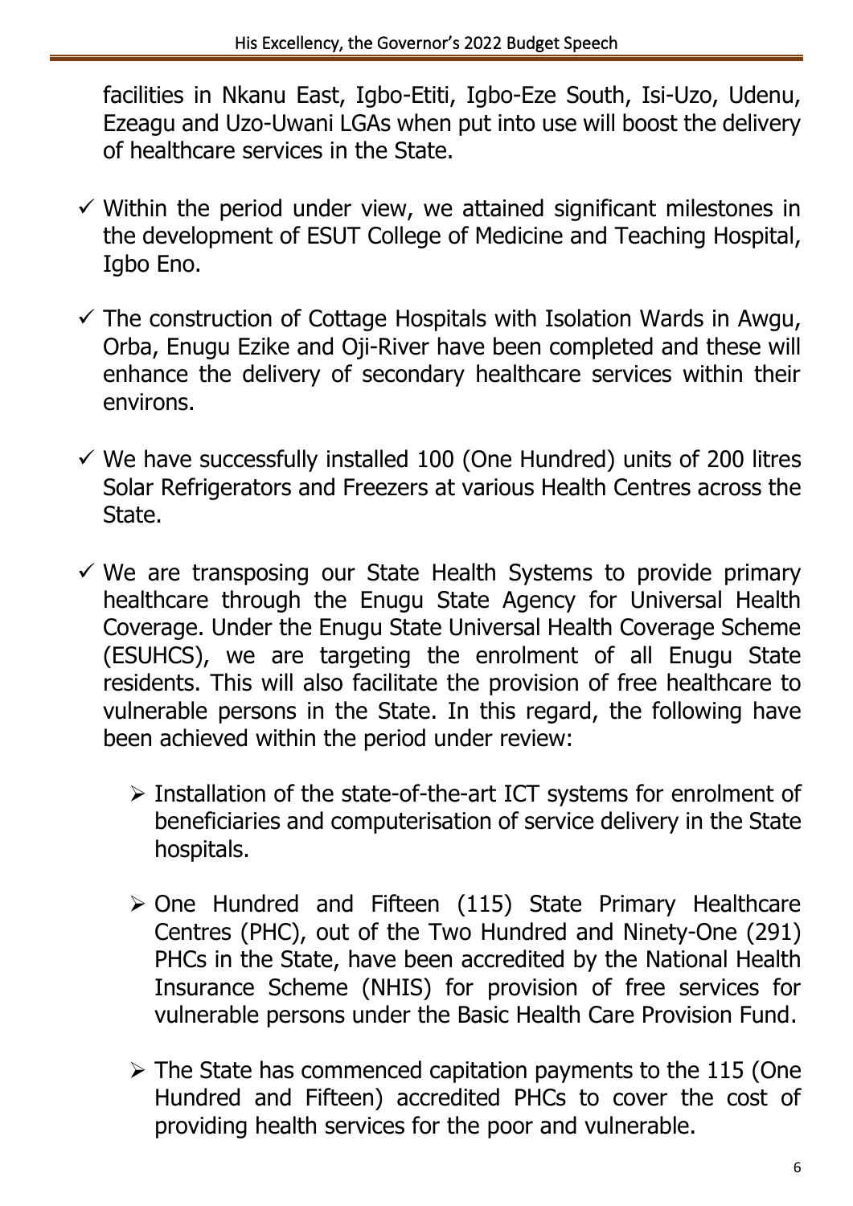facilities in Nkanu East, Igbo-Etiti, Igbo-Eze South, Isi-Uzo, Udenu, Ezeagu and Uzo-Uwani LGAs when put into use will boost the delivery of healthcare services in the State.

- ✓ Within the period under view, we attained significant milestones in the development of ESUT College of Medicine and Teaching Hospital, Igbo Eno.
- ✓ The construction of Cottage Hospitals with Isolation Wards in Awgu, Orba, Enugu Ezike and Oji-River have been completed and these will enhance the delivery of secondary healthcare services within their environs.
- ✓ We have successfully installed 100 (One Hundred) units of 200 litres Solar Refrigerators and Freezers at various Health Centres across the State.
- ✓ We are transposing our State Health Systems to provide primary healthcare through the Enugu State Agency for Universal Health Coverage. Under the Enugu State Universal Health Coverage Scheme (ESUHCS), we are targeting the enrolment of all Enugu State residents. This will also facilitate the provision of free healthcare to vulnerable persons in the State. In this regard, the following have been achieved within the period under review:
  - ➢ Installation of the state-of-the-art ICT systems for enrolment of beneficiaries and computerisation of service delivery in the State hospitals.
  - ➢ One Hundred and Fifteen (115) State Primary Healthcare Centres (PHC), out of the Two Hundred and Ninety-One (291) PHCs in the State, have been accredited by the National Health Insurance Scheme (NHIS) for provision of free services for vulnerable persons under the Basic Health Care Provision Fund.
  - ➢ The State has commenced capitation payments to the 115 (One Hundred and Fifteen) accredited PHCs to cover the cost of providing health services for the poor and vulnerable.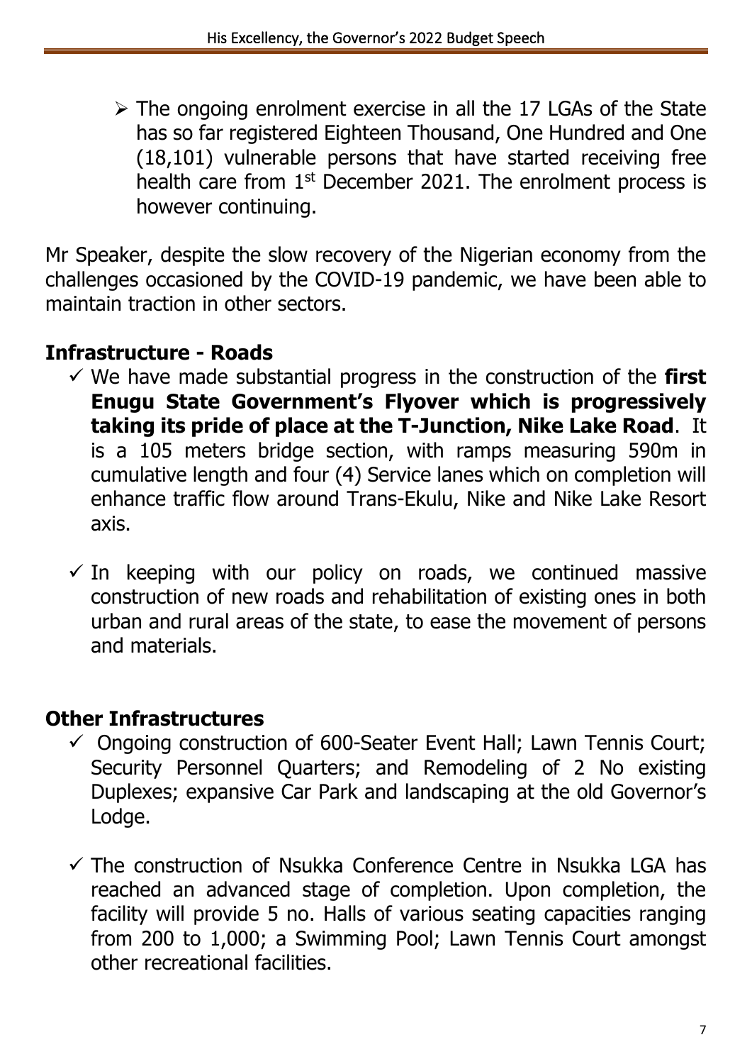- The ongoing enrolment exercise in all the 17 LGAs of the State has so far registered Eighteen Thousand, One Hundred and One (18,101) vulnerable persons that have started receiving free health care from 1st December 2021. The enrolment process is however continuing.

Mr Speaker, despite the slow recovery of the Nigerian economy from the challenges occasioned by the COVID-19 pandemic, we have been able to maintain traction in other sectors.

## Infrastructure - Roads

- ✓ We have made substantial progress in the construction of the **first Enugu State Government's Flyover which is progressively taking its pride of place at the T-Junction, Nike Lake Road**. It is a 105 meters bridge section, with ramps measuring 590m in cumulative length and four (4) Service lanes which on completion will enhance traffic flow around Trans-Ekulu, Nike and Nike Lake Resort axis.

- ✓ In keeping with our policy on roads, we continued massive construction of new roads and rehabilitation of existing ones in both urban and rural areas of the state, to ease the movement of persons and materials.

## Other Infrastructures

- ✓ Ongoing construction of 600-Seater Event Hall; Lawn Tennis Court; Security Personnel Quarters; and Remodeling of 2 No existing Duplexes; expansive Car Park and landscaping at the old Governor's Lodge.

- ✓ The construction of Nsukka Conference Centre in Nsukka LGA has reached an advanced stage of completion. Upon completion, the facility will provide 5 no. Halls of various seating capacities ranging from 200 to 1,000; a Swimming Pool; Lawn Tennis Court amongst other recreational facilities.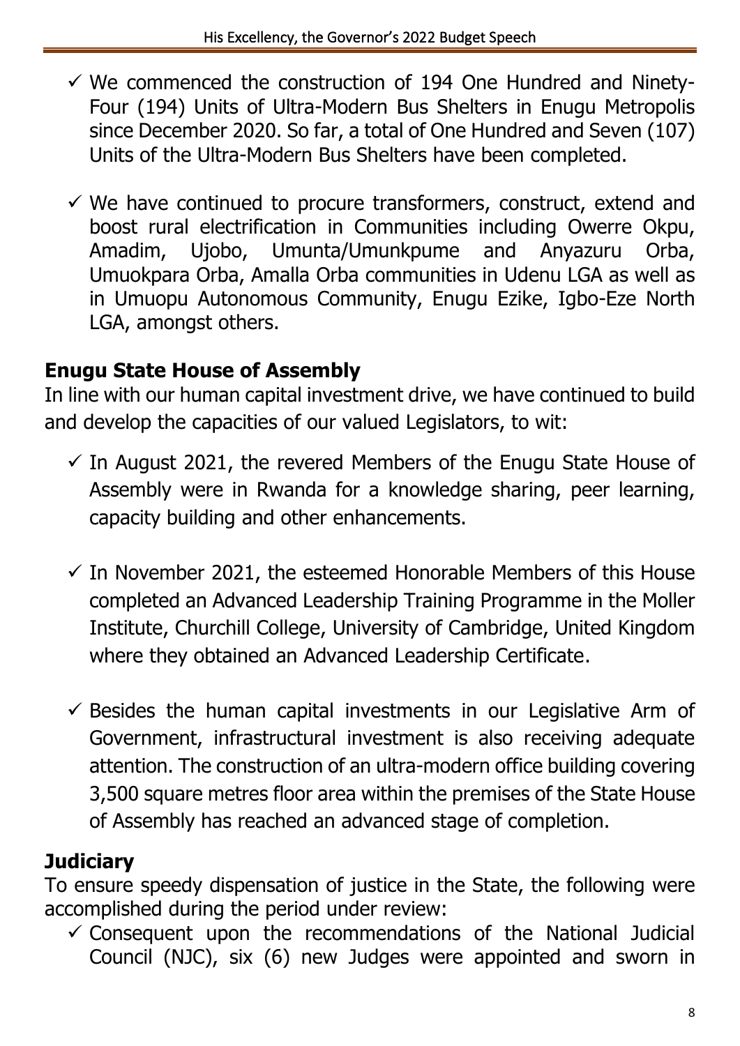- ✓ We commenced the construction of 194 One Hundred and Ninety-Four (194) Units of Ultra-Modern Bus Shelters in Enugu Metropolis since December 2020. So far, a total of One Hundred and Seven (107) Units of the Ultra-Modern Bus Shelters have been completed.

- ✓ We have continued to procure transformers, construct, extend and boost rural electrification in Communities including Owerre Okpu, Amadim, Ujobo, Umunta/Umunkpume and Anyazuru Orba, Umuokpara Orba, Amalla Orba communities in Udenu LGA as well as in Umuopu Autonomous Community, Enugu Ezike, Igbo-Eze North LGA, amongst others.

## Enugu State House of Assembly

In line with our human capital investment drive, we have continued to build and develop the capacities of our valued Legislators, to wit:

- ✓ In August 2021, the revered Members of the Enugu State House of Assembly were in Rwanda for a knowledge sharing, peer learning, capacity building and other enhancements.

- ✓ In November 2021, the esteemed Honorable Members of this House completed an Advanced Leadership Training Programme in the Moller Institute, Churchill College, University of Cambridge, United Kingdom where they obtained an Advanced Leadership Certificate.

- ✓ Besides the human capital investments in our Legislative Arm of Government, infrastructural investment is also receiving adequate attention. The construction of an ultra-modern office building covering 3,500 square metres floor area within the premises of the State House of Assembly has reached an advanced stage of completion.

## Judiciary

To ensure speedy dispensation of justice in the State, the following were accomplished during the period under review:

- ✓ Consequent upon the recommendations of the National Judicial Council (NJC), six (6) new Judges were appointed and sworn in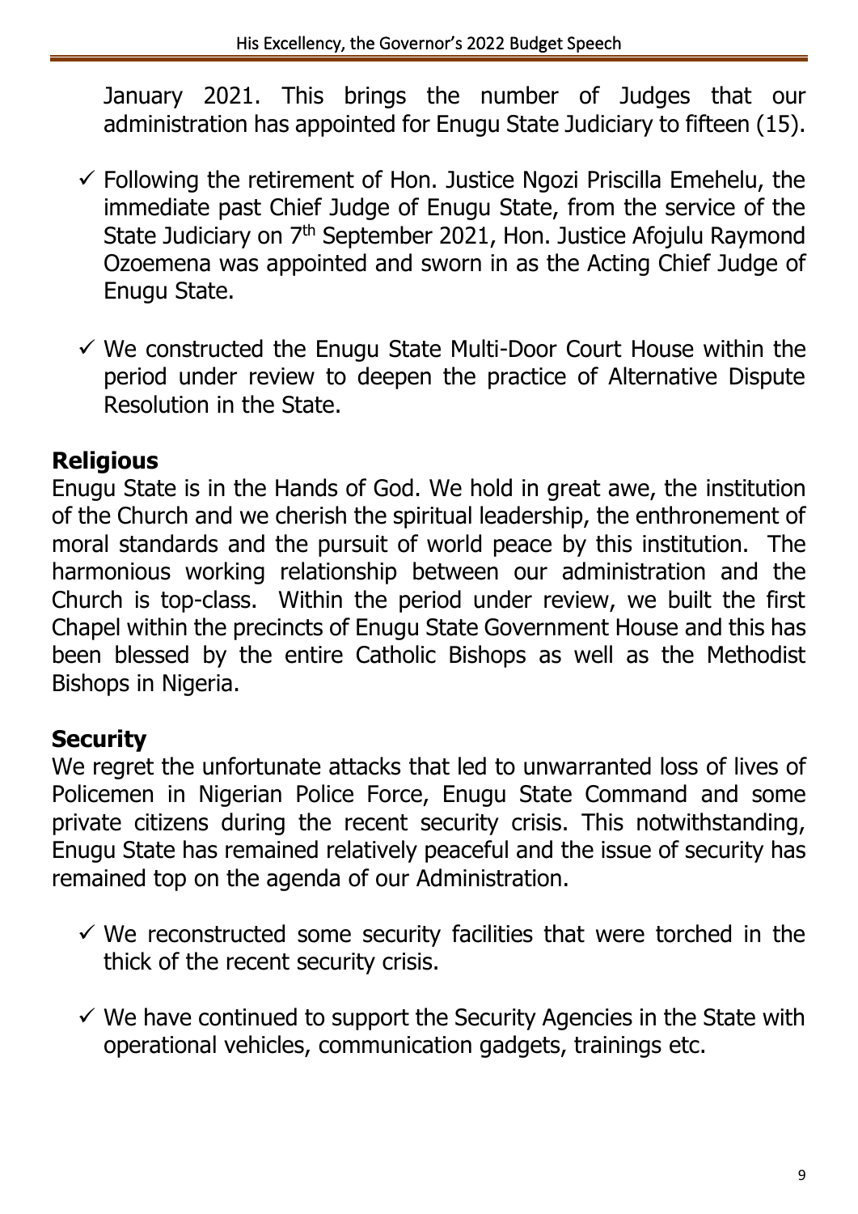January 2021. This brings the number of Judges that our administration has appointed for Enugu State Judiciary to fifteen (15).

- ✓ Following the retirement of Hon. Justice Ngozi Priscilla Emehelu, the immediate past Chief Judge of Enugu State, from the service of the State Judiciary on 7th September 2021, Hon. Justice Afojulu Raymond Ozoemena was appointed and sworn in as the Acting Chief Judge of Enugu State.

- ✓ We constructed the Enugu State Multi-Door Court House within the period under review to deepen the practice of Alternative Dispute Resolution in the State.

## Religious

Enugu State is in the Hands of God. We hold in great awe, the institution of the Church and we cherish the spiritual leadership, the enthronement of moral standards and the pursuit of world peace by this institution. The harmonious working relationship between our administration and the Church is top-class. Within the period under review, we built the first Chapel within the precincts of Enugu State Government House and this has been blessed by the entire Catholic Bishops as well as the Methodist Bishops in Nigeria.

## Security

We regret the unfortunate attacks that led to unwarranted loss of lives of Policemen in Nigerian Police Force, Enugu State Command and some private citizens during the recent security crisis. This notwithstanding, Enugu State has remained relatively peaceful and the issue of security has remained top on the agenda of our Administration.

- ✓ We reconstructed some security facilities that were torched in the thick of the recent security crisis.

- ✓ We have continued to support the Security Agencies in the State with operational vehicles, communication gadgets, trainings etc.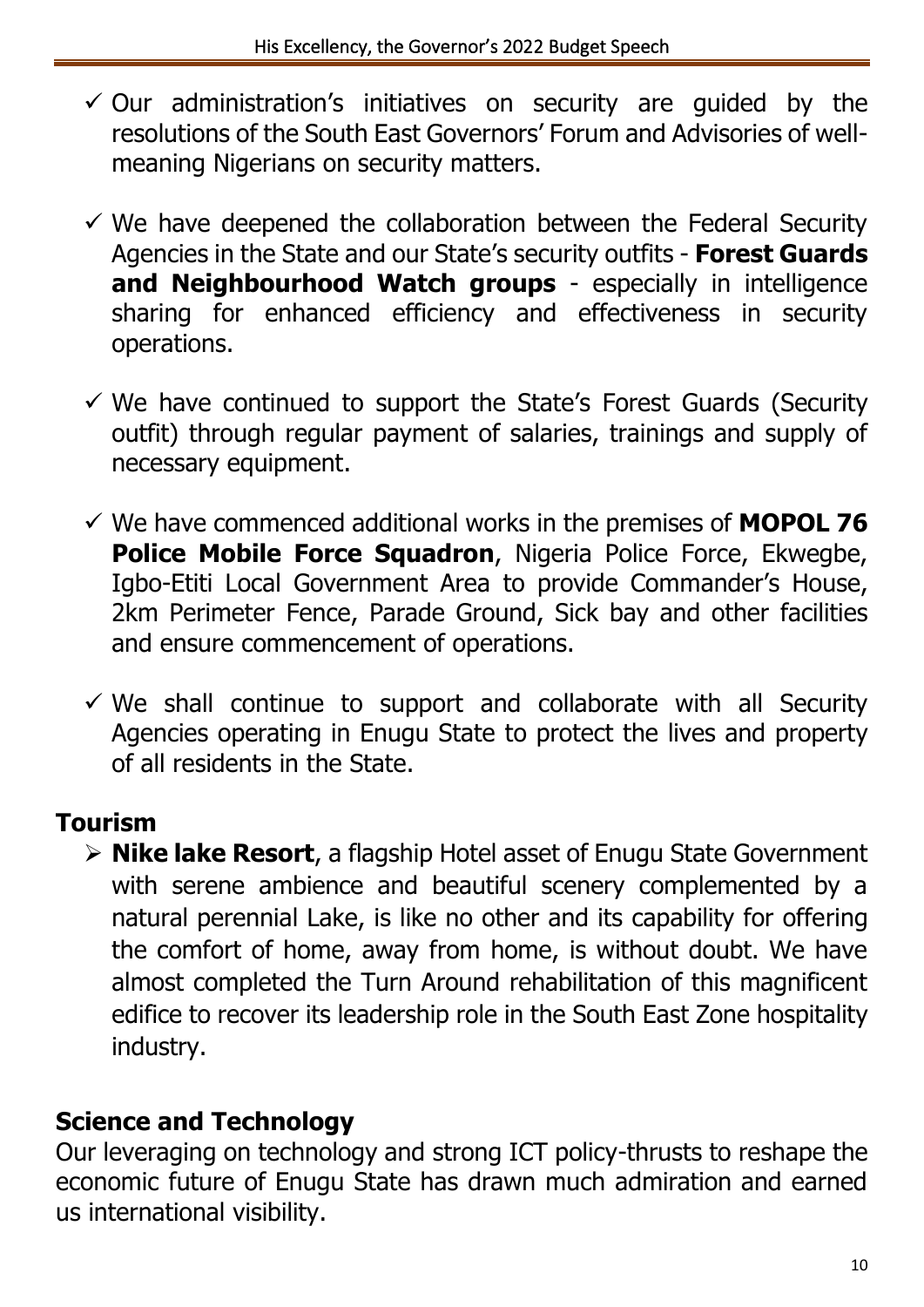- ✓ Our administration's initiatives on security are guided by the resolutions of the South East Governors' Forum and Advisories of well-meaning Nigerians on security matters.

- ✓ We have deepened the collaboration between the Federal Security Agencies in the State and our State's security outfits - **Forest Guards and Neighbourhood Watch groups** - especially in intelligence sharing for enhanced efficiency and effectiveness in security operations.

- ✓ We have continued to support the State's Forest Guards (Security outfit) through regular payment of salaries, trainings and supply of necessary equipment.

- ✓ We have commenced additional works in the premises of **MOPOL 76 Police Mobile Force Squadron**, Nigeria Police Force, Ekwegbe, Igbo-Etiti Local Government Area to provide Commander's House, 2km Perimeter Fence, Parade Ground, Sick bay and other facilities and ensure commencement of operations.

- ✓ We shall continue to support and collaborate with all Security Agencies operating in Enugu State to protect the lives and property of all residents in the State.

## Tourism

- **Nike lake Resort**, a flagship Hotel asset of Enugu State Government with serene ambience and beautiful scenery complemented by a natural perennial Lake, is like no other and its capability for offering the comfort of home, away from home, is without doubt. We have almost completed the Turn Around rehabilitation of this magnificent edifice to recover its leadership role in the South East Zone hospitality industry.

## Science and Technology

Our leveraging on technology and strong ICT policy-thrusts to reshape the economic future of Enugu State has drawn much admiration and earned us international visibility.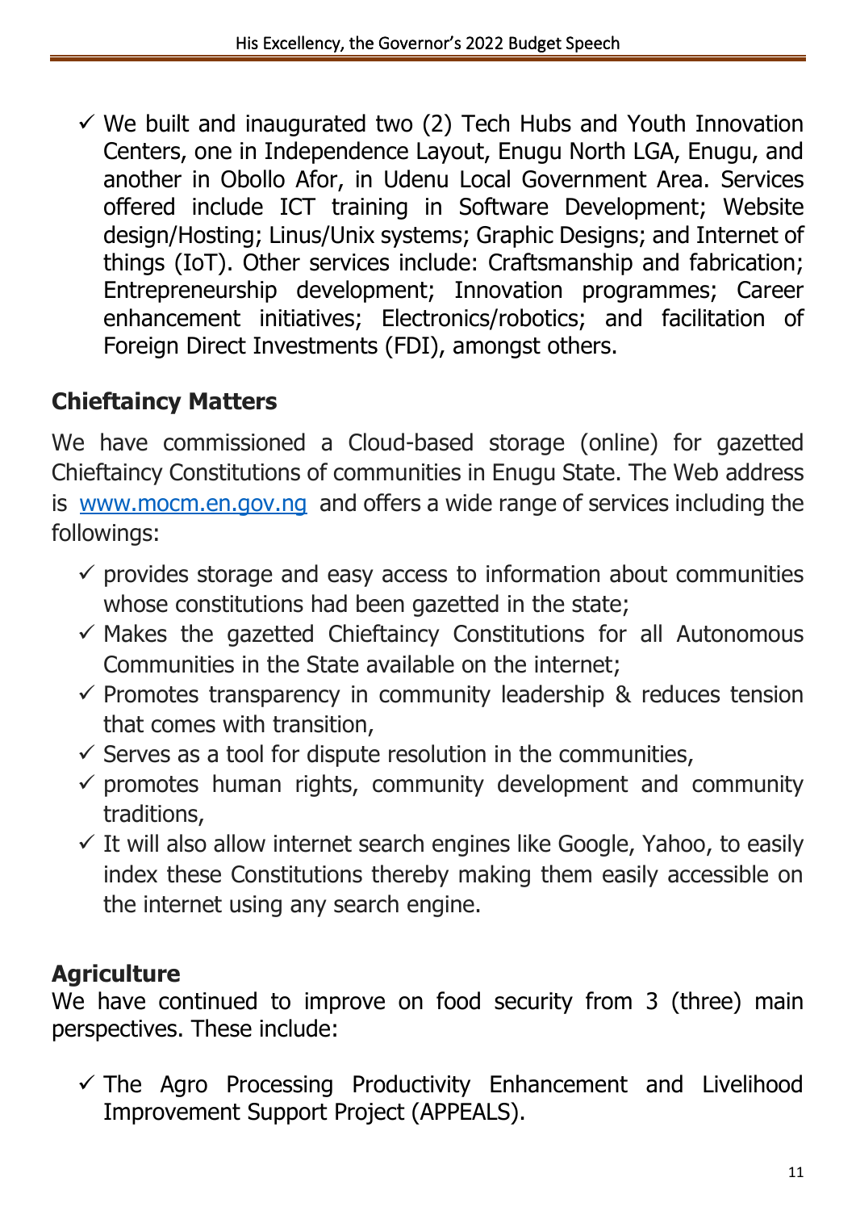- ✓ We built and inaugurated two (2) Tech Hubs and Youth Innovation Centers, one in Independence Layout, Enugu North LGA, Enugu, and another in Obollo Afor, in Udenu Local Government Area. Services offered include ICT training in Software Development; Website design/Hosting; Linus/Unix systems; Graphic Designs; and Internet of things (IoT). Other services include: Craftsmanship and fabrication; Entrepreneurship development; Innovation programmes; Career enhancement initiatives; Electronics/robotics; and facilitation of Foreign Direct Investments (FDI), amongst others.

## Chieftaincy Matters

We have commissioned a Cloud-based storage (online) for gazetted Chieftaincy Constitutions of communities in Enugu State. The Web address is [www.mocm.en.gov.ng](http://www.mocm.en.gov.ng) and offers a wide range of services including the followings:

- ✓ provides storage and easy access to information about communities whose constitutions had been gazetted in the state;
- ✓ Makes the gazetted Chieftaincy Constitutions for all Autonomous Communities in the State available on the internet;
- ✓ Promotes transparency in community leadership & reduces tension that comes with transition,
- ✓ Serves as a tool for dispute resolution in the communities,
- ✓ promotes human rights, community development and community traditions,
- ✓ It will also allow internet search engines like Google, Yahoo, to easily index these Constitutions thereby making them easily accessible on the internet using any search engine.

## Agriculture

We have continued to improve on food security from 3 (three) main perspectives. These include:

- ✓ The Agro Processing Productivity Enhancement and Livelihood Improvement Support Project (APPEALS).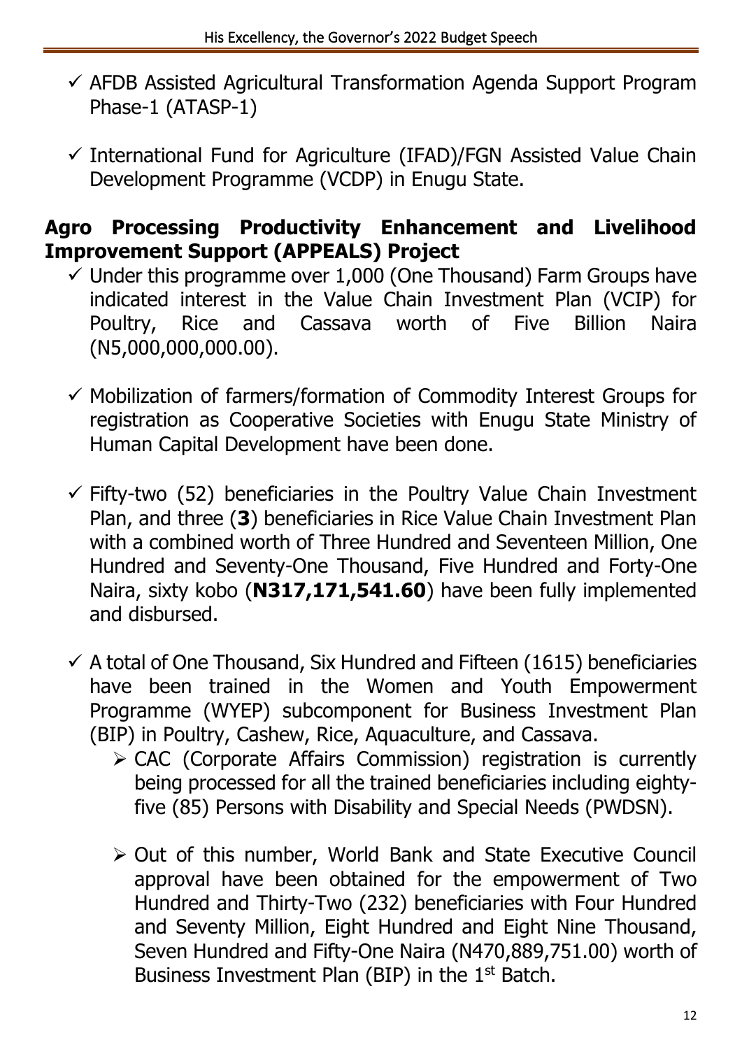- ✓ AFDB Assisted Agricultural Transformation Agenda Support Program Phase-1 (ATASP-1)
- ✓ International Fund for Agriculture (IFAD)/FGN Assisted Value Chain Development Programme (VCDP) in Enugu State.

## Agro Processing Productivity Enhancement and Livelihood Improvement Support (APPEALS) Project

- ✓ Under this programme over 1,000 (One Thousand) Farm Groups have indicated interest in the Value Chain Investment Plan (VCIP) for Poultry, Rice and Cassava worth of Five Billion Naira (N5,000,000,000.00).
- ✓ Mobilization of farmers/formation of Commodity Interest Groups for registration as Cooperative Societies with Enugu State Ministry of Human Capital Development have been done.
- ✓ Fifty-two (52) beneficiaries in the Poultry Value Chain Investment Plan, and three (**3**) beneficiaries in Rice Value Chain Investment Plan with a combined worth of Three Hundred and Seventeen Million, One Hundred and Seventy-One Thousand, Five Hundred and Forty-One Naira, sixty kobo (**N317,171,541.60**) have been fully implemented and disbursed.
- ✓ A total of One Thousand, Six Hundred and Fifteen (1615) beneficiaries have been trained in the Women and Youth Empowerment Programme (WYEP) subcomponent for Business Investment Plan (BIP) in Poultry, Cashew, Rice, Aquaculture, and Cassava.
  - ➢ CAC (Corporate Affairs Commission) registration is currently being processed for all the trained beneficiaries including eighty-five (85) Persons with Disability and Special Needs (PWDSN).
  - ➢ Out of this number, World Bank and State Executive Council approval have been obtained for the empowerment of Two Hundred and Thirty-Two (232) beneficiaries with Four Hundred and Seventy Million, Eight Hundred and Eight Nine Thousand, Seven Hundred and Fifty-One Naira (N470,889,751.00) worth of Business Investment Plan (BIP) in the 1st Batch.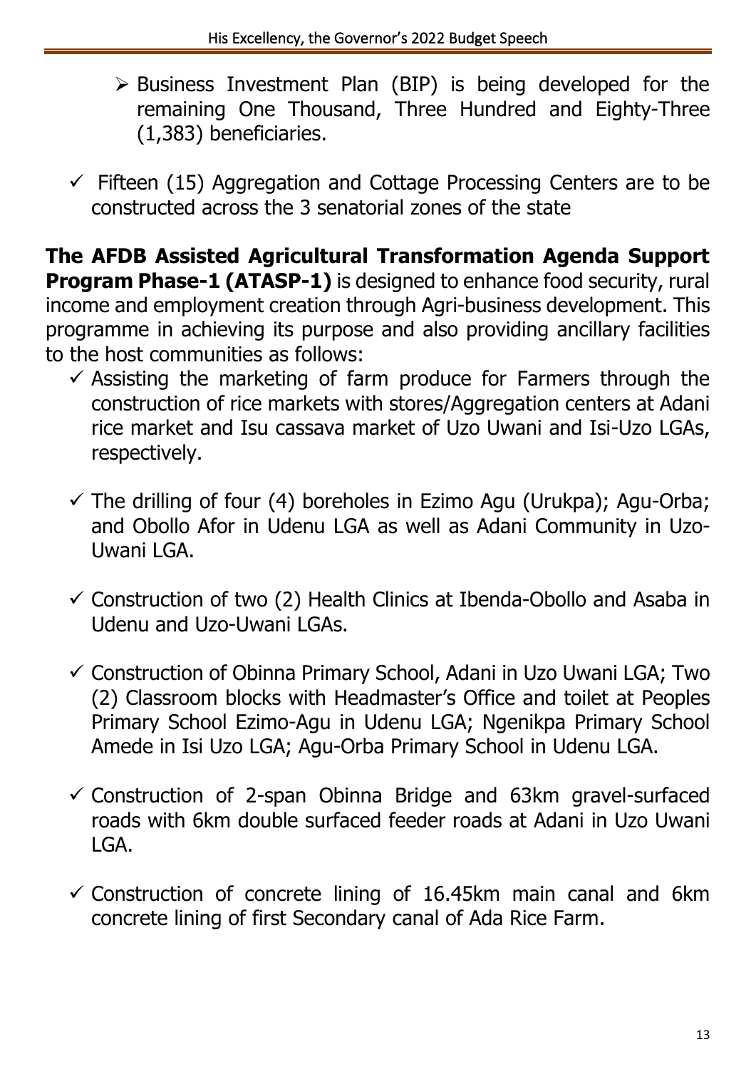- Business Investment Plan (BIP) is being developed for the remaining One Thousand, Three Hundred and Eighty-Three (1,383) beneficiaries.

- Fifteen (15) Aggregation and Cottage Processing Centers are to be constructed across the 3 senatorial zones of the state

**The AFDB Assisted Agricultural Transformation Agenda Support Program Phase-1 (ATASP-1)** is designed to enhance food security, rural income and employment creation through Agri-business development. This programme in achieving its purpose and also providing ancillary facilities to the host communities as follows:

- Assisting the marketing of farm produce for Farmers through the construction of rice markets with stores/Aggregation centers at Adani rice market and Isu cassava market of Uzo Uwani and Isi-Uzo LGAs, respectively.

- The drilling of four (4) boreholes in Ezimo Agu (Urukpa); Agu-Orba; and Obollo Afor in Udenu LGA as well as Adani Community in Uzo-Uwani LGA.

- Construction of two (2) Health Clinics at Ibenda-Obollo and Asaba in Udenu and Uzo-Uwani LGAs.

- Construction of Obinna Primary School, Adani in Uzo Uwani LGA; Two (2) Classroom blocks with Headmaster's Office and toilet at Peoples Primary School Ezimo-Agu in Udenu LGA; Ngenikpa Primary School Amede in Isi Uzo LGA; Agu-Orba Primary School in Udenu LGA.

- Construction of 2-span Obinna Bridge and 63km gravel-surfaced roads with 6km double surfaced feeder roads at Adani in Uzo Uwani LGA.

- Construction of concrete lining of 16.45km main canal and 6km concrete lining of first Secondary canal of Ada Rice Farm.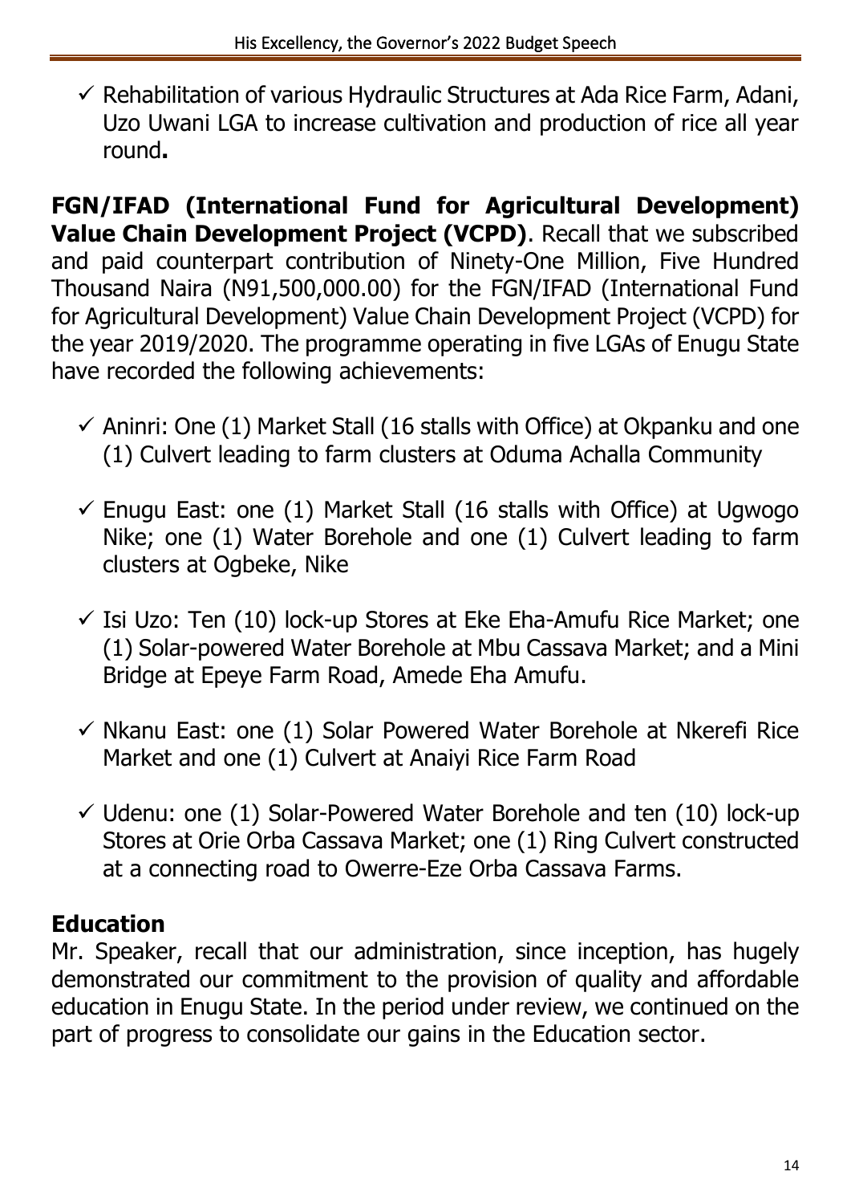- ✓ Rehabilitation of various Hydraulic Structures at Ada Rice Farm, Adani, Uzo Uwani LGA to increase cultivation and production of rice all year round**.**

**FGN/IFAD (International Fund for Agricultural Development) Value Chain Development Project (VCPD)**. Recall that we subscribed and paid counterpart contribution of Ninety-One Million, Five Hundred Thousand Naira (N91,500,000.00) for the FGN/IFAD (International Fund for Agricultural Development) Value Chain Development Project (VCPD) for the year 2019/2020. The programme operating in five LGAs of Enugu State have recorded the following achievements:

- ✓ Aninri: One (1) Market Stall (16 stalls with Office) at Okpanku and one (1) Culvert leading to farm clusters at Oduma Achalla Community
- ✓ Enugu East: one (1) Market Stall (16 stalls with Office) at Ugwogo Nike; one (1) Water Borehole and one (1) Culvert leading to farm clusters at Ogbeke, Nike
- ✓ Isi Uzo: Ten (10) lock-up Stores at Eke Eha-Amufu Rice Market; one (1) Solar-powered Water Borehole at Mbu Cassava Market; and a Mini Bridge at Epeye Farm Road, Amede Eha Amufu.
- ✓ Nkanu East: one (1) Solar Powered Water Borehole at Nkerefi Rice Market and one (1) Culvert at Anaiyi Rice Farm Road
- ✓ Udenu: one (1) Solar-Powered Water Borehole and ten (10) lock-up Stores at Orie Orba Cassava Market; one (1) Ring Culvert constructed at a connecting road to Owerre-Eze Orba Cassava Farms.

## Education

Mr. Speaker, recall that our administration, since inception, has hugely demonstrated our commitment to the provision of quality and affordable education in Enugu State. In the period under review, we continued on the part of progress to consolidate our gains in the Education sector.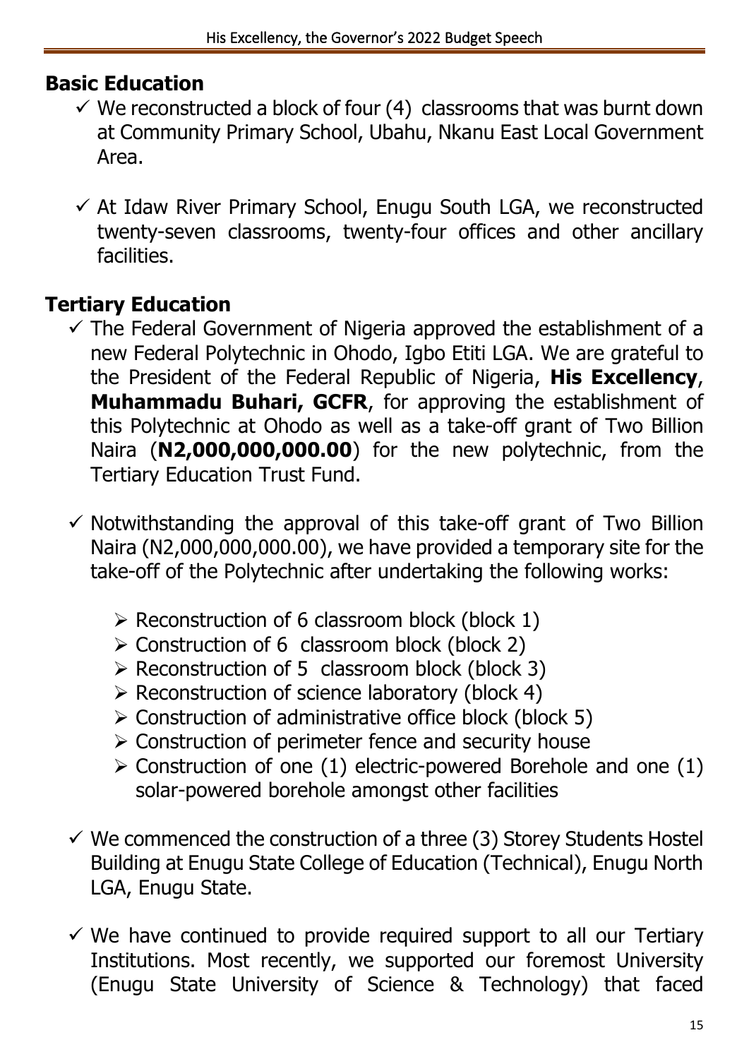## Basic Education

- ✓ We reconstructed a block of four (4) classrooms that was burnt down at Community Primary School, Ubahu, Nkanu East Local Government Area.
- ✓ At Idaw River Primary School, Enugu South LGA, we reconstructed twenty-seven classrooms, twenty-four offices and other ancillary facilities.

## Tertiary Education

- ✓ The Federal Government of Nigeria approved the establishment of a new Federal Polytechnic in Ohodo, Igbo Etiti LGA. We are grateful to the President of the Federal Republic of Nigeria, **His Excellency**, **Muhammadu Buhari, GCFR**, for approving the establishment of this Polytechnic at Ohodo as well as a take-off grant of Two Billion Naira (**N2,000,000,000.00**) for the new polytechnic, from the Tertiary Education Trust Fund.
- ✓ Notwithstanding the approval of this take-off grant of Two Billion Naira (N2,000,000,000.00), we have provided a temporary site for the take-off of the Polytechnic after undertaking the following works:
  - ➢ Reconstruction of 6 classroom block (block 1)
  - ➢ Construction of 6 classroom block (block 2)
  - ➢ Reconstruction of 5 classroom block (block 3)
  - ➢ Reconstruction of science laboratory (block 4)
  - ➢ Construction of administrative office block (block 5)
  - ➢ Construction of perimeter fence and security house
  - ➢ Construction of one (1) electric-powered Borehole and one (1) solar-powered borehole amongst other facilities
- ✓ We commenced the construction of a three (3) Storey Students Hostel Building at Enugu State College of Education (Technical), Enugu North LGA, Enugu State.
- ✓ We have continued to provide required support to all our Tertiary Institutions. Most recently, we supported our foremost University (Enugu State University of Science & Technology) that faced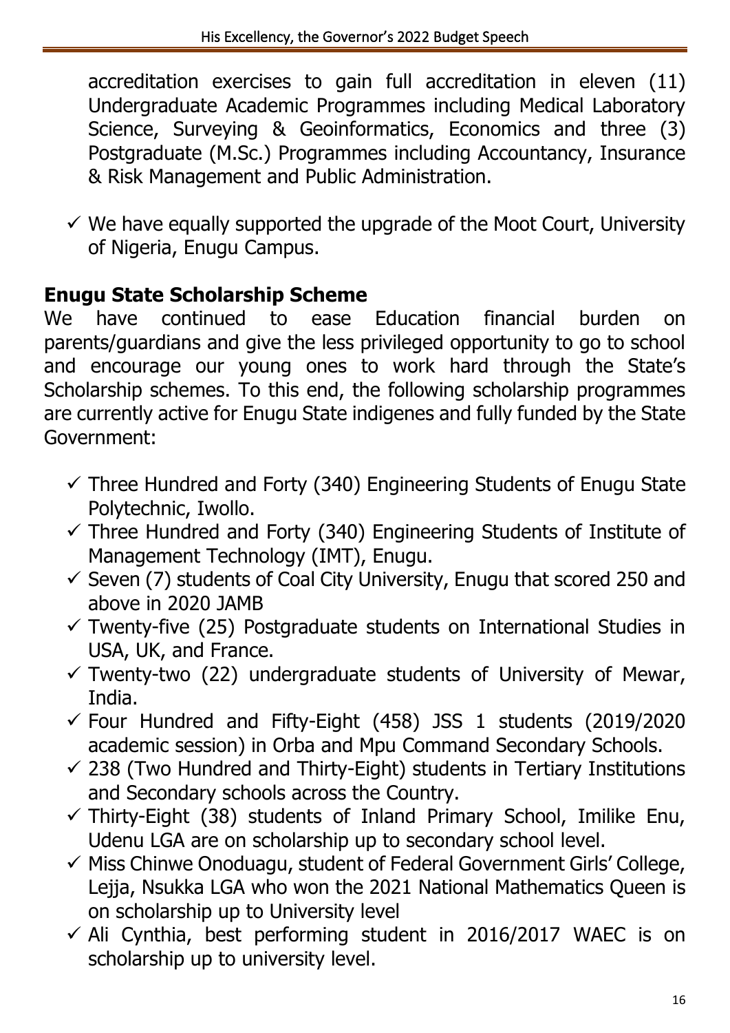accreditation exercises to gain full accreditation in eleven (11) Undergraduate Academic Programmes including Medical Laboratory Science, Surveying & Geoinformatics, Economics and three (3) Postgraduate (M.Sc.) Programmes including Accountancy, Insurance & Risk Management and Public Administration.

- ✓ We have equally supported the upgrade of the Moot Court, University of Nigeria, Enugu Campus.

**Enugu State Scholarship Scheme**

We have continued to ease Education financial burden on parents/guardians and give the less privileged opportunity to go to school and encourage our young ones to work hard through the State's Scholarship schemes. To this end, the following scholarship programmes are currently active for Enugu State indigenes and fully funded by the State Government:

- ✓ Three Hundred and Forty (340) Engineering Students of Enugu State Polytechnic, Iwollo.
- ✓ Three Hundred and Forty (340) Engineering Students of Institute of Management Technology (IMT), Enugu.
- ✓ Seven (7) students of Coal City University, Enugu that scored 250 and above in 2020 JAMB
- ✓ Twenty-five (25) Postgraduate students on International Studies in USA, UK, and France.
- ✓ Twenty-two (22) undergraduate students of University of Mewar, India.
- ✓ Four Hundred and Fifty-Eight (458) JSS 1 students (2019/2020 academic session) in Orba and Mpu Command Secondary Schools.
- ✓ 238 (Two Hundred and Thirty-Eight) students in Tertiary Institutions and Secondary schools across the Country.
- ✓ Thirty-Eight (38) students of Inland Primary School, Imilike Enu, Udenu LGA are on scholarship up to secondary school level.
- ✓ Miss Chinwe Onoduagu, student of Federal Government Girls' College, Lejja, Nsukka LGA who won the 2021 National Mathematics Queen is on scholarship up to University level
- ✓ Ali Cynthia, best performing student in 2016/2017 WAEC is on scholarship up to university level.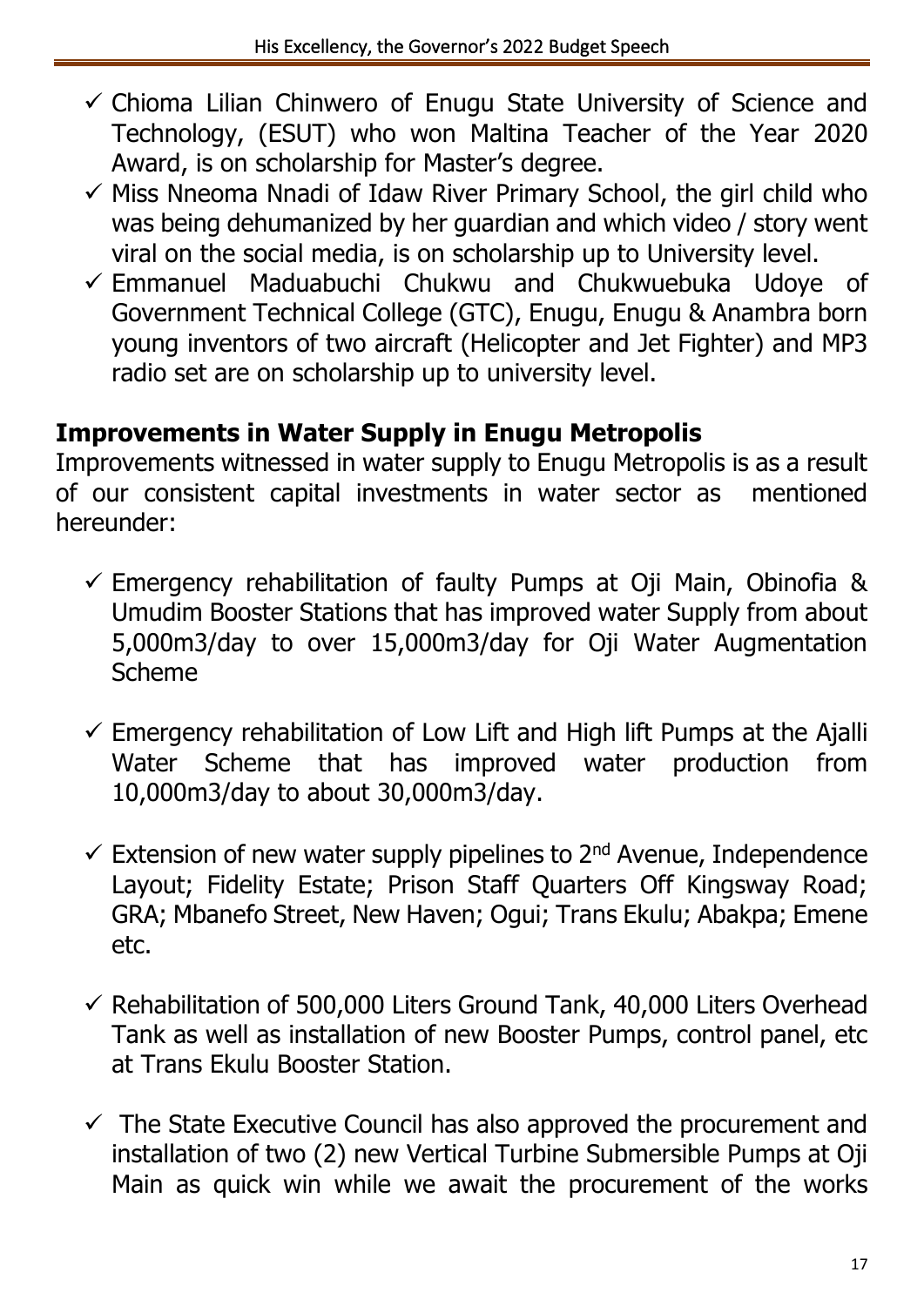- ✓ Chioma Lilian Chinwero of Enugu State University of Science and Technology, (ESUT) who won Maltina Teacher of the Year 2020 Award, is on scholarship for Master's degree.
- ✓ Miss Nneoma Nnadi of Idaw River Primary School, the girl child who was being dehumanized by her guardian and which video / story went viral on the social media, is on scholarship up to University level.
- ✓ Emmanuel Maduabuchi Chukwu and Chukwuebuka Udoye of Government Technical College (GTC), Enugu, Enugu & Anambra born young inventors of two aircraft (Helicopter and Jet Fighter) and MP3 radio set are on scholarship up to university level.

## Improvements in Water Supply in Enugu Metropolis

Improvements witnessed in water supply to Enugu Metropolis is as a result of our consistent capital investments in water sector as mentioned hereunder:

- ✓ Emergency rehabilitation of faulty Pumps at Oji Main, Obinofia & Umudim Booster Stations that has improved water Supply from about 5,000m3/day to over 15,000m3/day for Oji Water Augmentation Scheme

- ✓ Emergency rehabilitation of Low Lift and High lift Pumps at the Ajalli Water Scheme that has improved water production from 10,000m3/day to about 30,000m3/day.

- ✓ Extension of new water supply pipelines to 2nd Avenue, Independence Layout; Fidelity Estate; Prison Staff Quarters Off Kingsway Road; GRA; Mbanefo Street, New Haven; Ogui; Trans Ekulu; Abakpa; Emene etc.

- ✓ Rehabilitation of 500,000 Liters Ground Tank, 40,000 Liters Overhead Tank as well as installation of new Booster Pumps, control panel, etc at Trans Ekulu Booster Station.

- ✓ The State Executive Council has also approved the procurement and installation of two (2) new Vertical Turbine Submersible Pumps at Oji Main as quick win while we await the procurement of the works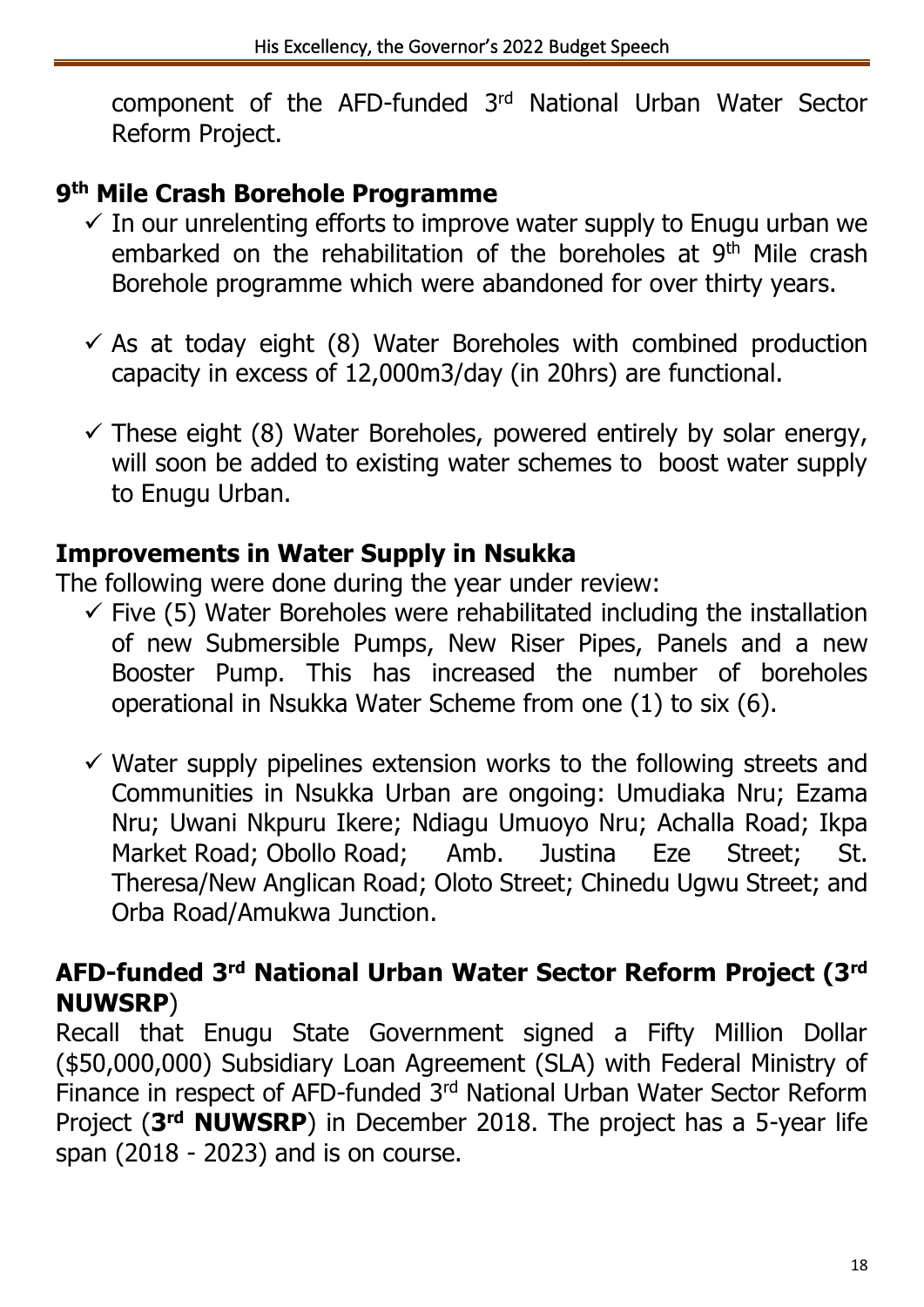component of the AFD-funded 3rd National Urban Water Sector Reform Project.

## 9th Mile Crash Borehole Programme

- ✓ In our unrelenting efforts to improve water supply to Enugu urban we embarked on the rehabilitation of the boreholes at 9th Mile crash Borehole programme which were abandoned for over thirty years.
- ✓ As at today eight (8) Water Boreholes with combined production capacity in excess of 12,000m3/day (in 20hrs) are functional.
- ✓ These eight (8) Water Boreholes, powered entirely by solar energy, will soon be added to existing water schemes to boost water supply to Enugu Urban.

## Improvements in Water Supply in Nsukka

The following were done during the year under review:

- ✓ Five (5) Water Boreholes were rehabilitated including the installation of new Submersible Pumps, New Riser Pipes, Panels and a new Booster Pump. This has increased the number of boreholes operational in Nsukka Water Scheme from one (1) to six (6).
- ✓ Water supply pipelines extension works to the following streets and Communities in Nsukka Urban are ongoing: Umudiaka Nru; Ezama Nru; Uwani Nkpuru Ikere; Ndiagu Umuoyo Nru; Achalla Road; Ikpa Market Road; Obollo Road; Amb. Justina Eze Street; St. Theresa/New Anglican Road; Oloto Street; Chinedu Ugwu Street; and Orba Road/Amukwa Junction.

## AFD-funded 3rd National Urban Water Sector Reform Project (3rd NUWSRP)

Recall that Enugu State Government signed a Fifty Million Dollar ($50,000,000) Subsidiary Loan Agreement (SLA) with Federal Ministry of Finance in respect of AFD-funded 3rd National Urban Water Sector Reform Project (**3rd NUWSRP**) in December 2018. The project has a 5-year life span (2018 - 2023) and is on course.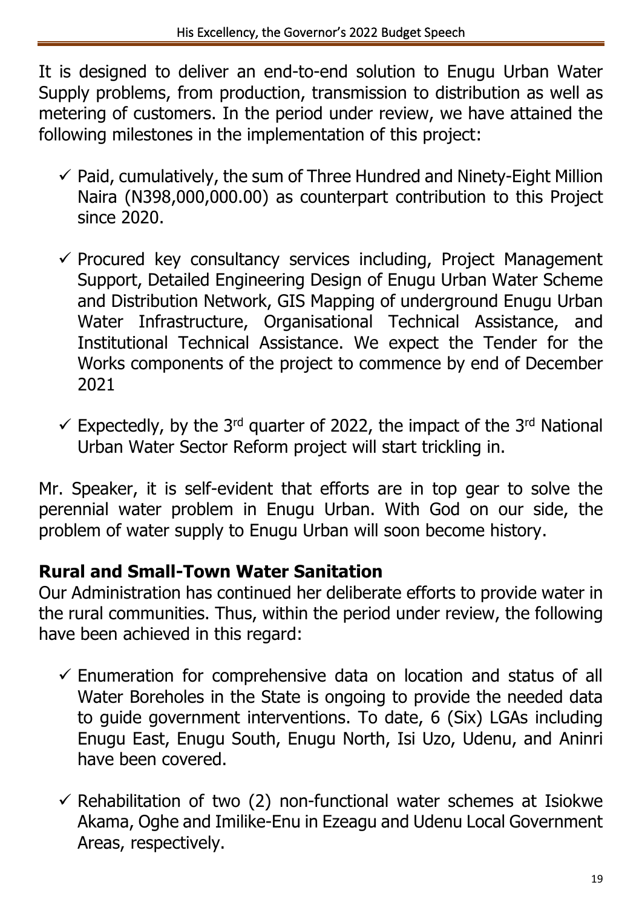It is designed to deliver an end-to-end solution to Enugu Urban Water Supply problems, from production, transmission to distribution as well as metering of customers. In the period under review, we have attained the following milestones in the implementation of this project:

- ✓ Paid, cumulatively, the sum of Three Hundred and Ninety-Eight Million Naira (N398,000,000.00) as counterpart contribution to this Project since 2020.
- ✓ Procured key consultancy services including, Project Management Support, Detailed Engineering Design of Enugu Urban Water Scheme and Distribution Network, GIS Mapping of underground Enugu Urban Water Infrastructure, Organisational Technical Assistance, and Institutional Technical Assistance. We expect the Tender for the Works components of the project to commence by end of December 2021
- ✓ Expectedly, by the 3rd quarter of 2022, the impact of the 3rd National Urban Water Sector Reform project will start trickling in.

Mr. Speaker, it is self-evident that efforts are in top gear to solve the perennial water problem in Enugu Urban. With God on our side, the problem of water supply to Enugu Urban will soon become history.

**Rural and Small-Town Water Sanitation**

Our Administration has continued her deliberate efforts to provide water in the rural communities. Thus, within the period under review, the following have been achieved in this regard:

- ✓ Enumeration for comprehensive data on location and status of all Water Boreholes in the State is ongoing to provide the needed data to guide government interventions. To date, 6 (Six) LGAs including Enugu East, Enugu South, Enugu North, Isi Uzo, Udenu, and Aninri have been covered.
- ✓ Rehabilitation of two (2) non-functional water schemes at Isiokwe Akama, Oghe and Imilike-Enu in Ezeagu and Udenu Local Government Areas, respectively.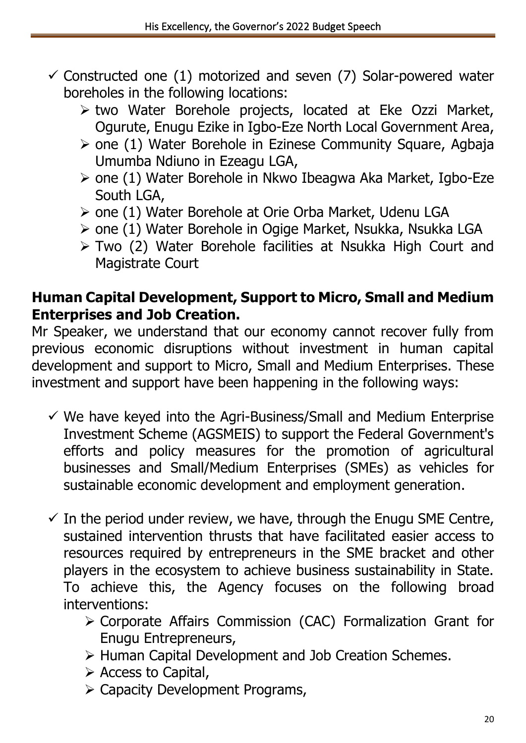- ✓ Constructed one (1) motorized and seven (7) Solar-powered water boreholes in the following locations:
  - ➢ two Water Borehole projects, located at Eke Ozzi Market, Ogurute, Enugu Ezike in Igbo-Eze North Local Government Area,
  - ➢ one (1) Water Borehole in Ezinese Community Square, Agbaja Umumba Ndiuno in Ezeagu LGA,
  - ➢ one (1) Water Borehole in Nkwo Ibeagwa Aka Market, Igbo-Eze South LGA,
  - ➢ one (1) Water Borehole at Orie Orba Market, Udenu LGA
  - ➢ one (1) Water Borehole in Ogige Market, Nsukka, Nsukka LGA
  - ➢ Two (2) Water Borehole facilities at Nsukka High Court and Magistrate Court

## Human Capital Development, Support to Micro, Small and Medium Enterprises and Job Creation.

Mr Speaker, we understand that our economy cannot recover fully from previous economic disruptions without investment in human capital development and support to Micro, Small and Medium Enterprises. These investment and support have been happening in the following ways:

- ✓ We have keyed into the Agri-Business/Small and Medium Enterprise Investment Scheme (AGSMEIS) to support the Federal Government's efforts and policy measures for the promotion of agricultural businesses and Small/Medium Enterprises (SMEs) as vehicles for sustainable economic development and employment generation.

- ✓ In the period under review, we have, through the Enugu SME Centre, sustained intervention thrusts that have facilitated easier access to resources required by entrepreneurs in the SME bracket and other players in the ecosystem to achieve business sustainability in State. To achieve this, the Agency focuses on the following broad interventions:
  - ➢ Corporate Affairs Commission (CAC) Formalization Grant for Enugu Entrepreneurs,
  - ➢ Human Capital Development and Job Creation Schemes.
  - ➢ Access to Capital,
  - ➢ Capacity Development Programs,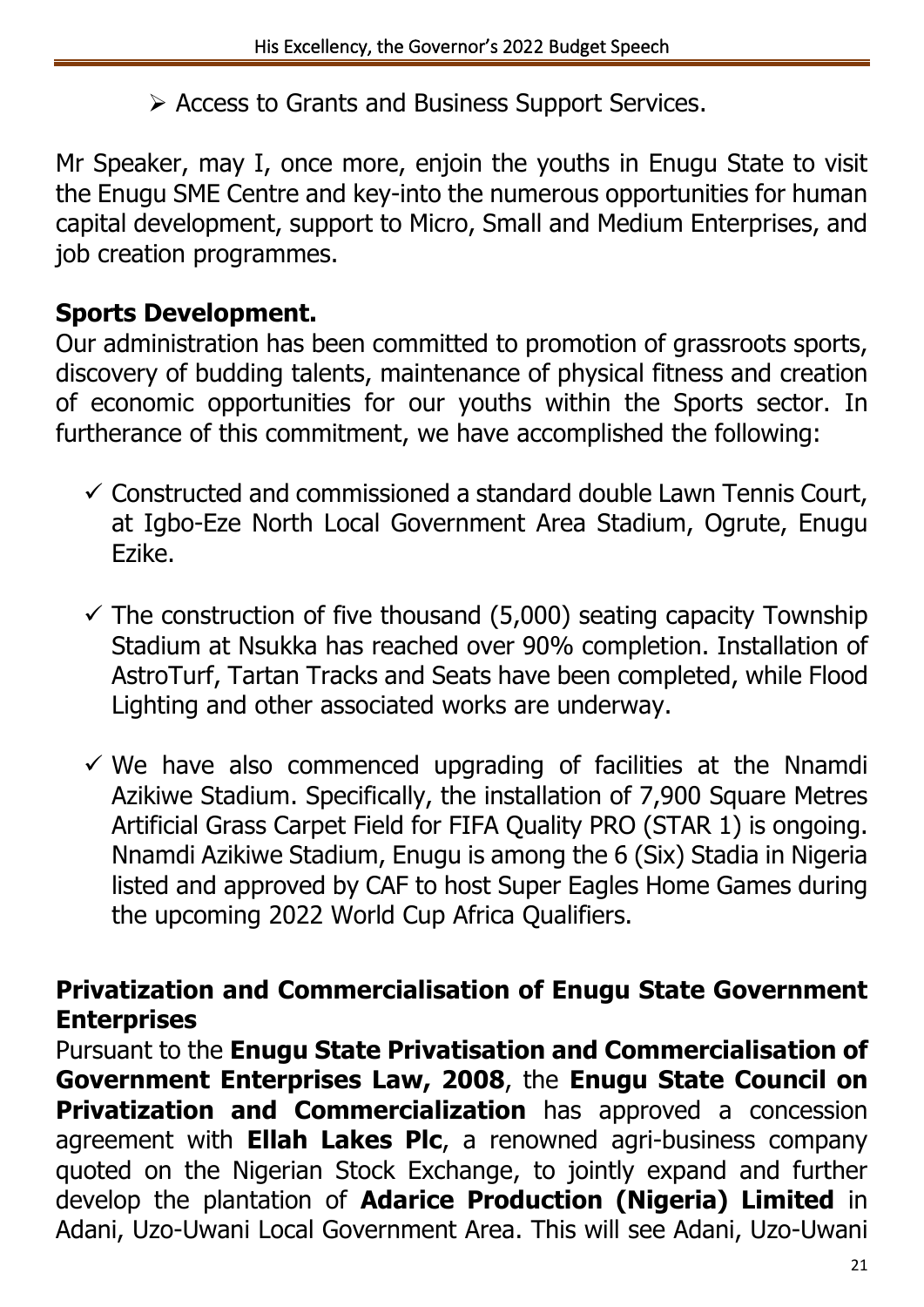- ➢ Access to Grants and Business Support Services.

Mr Speaker, may I, once more, enjoin the youths in Enugu State to visit the Enugu SME Centre and key-into the numerous opportunities for human capital development, support to Micro, Small and Medium Enterprises, and job creation programmes.

## Sports Development.

Our administration has been committed to promotion of grassroots sports, discovery of budding talents, maintenance of physical fitness and creation of economic opportunities for our youths within the Sports sector. In furtherance of this commitment, we have accomplished the following:

- ✓ Constructed and commissioned a standard double Lawn Tennis Court, at Igbo-Eze North Local Government Area Stadium, Ogrute, Enugu Ezike.
- ✓ The construction of five thousand (5,000) seating capacity Township Stadium at Nsukka has reached over 90% completion. Installation of AstroTurf, Tartan Tracks and Seats have been completed, while Flood Lighting and other associated works are underway.
- ✓ We have also commenced upgrading of facilities at the Nnamdi Azikiwe Stadium. Specifically, the installation of 7,900 Square Metres Artificial Grass Carpet Field for FIFA Quality PRO (STAR 1) is ongoing. Nnamdi Azikiwe Stadium, Enugu is among the 6 (Six) Stadia in Nigeria listed and approved by CAF to host Super Eagles Home Games during the upcoming 2022 World Cup Africa Qualifiers.

## Privatization and Commercialisation of Enugu State Government Enterprises

Pursuant to the **Enugu State Privatisation and Commercialisation of Government Enterprises Law, 2008**, the **Enugu State Council on Privatization and Commercialization** has approved a concession agreement with **Ellah Lakes Plc**, a renowned agri-business company quoted on the Nigerian Stock Exchange, to jointly expand and further develop the plantation of **Adarice Production (Nigeria) Limited** in Adani, Uzo-Uwani Local Government Area. This will see Adani, Uzo-Uwani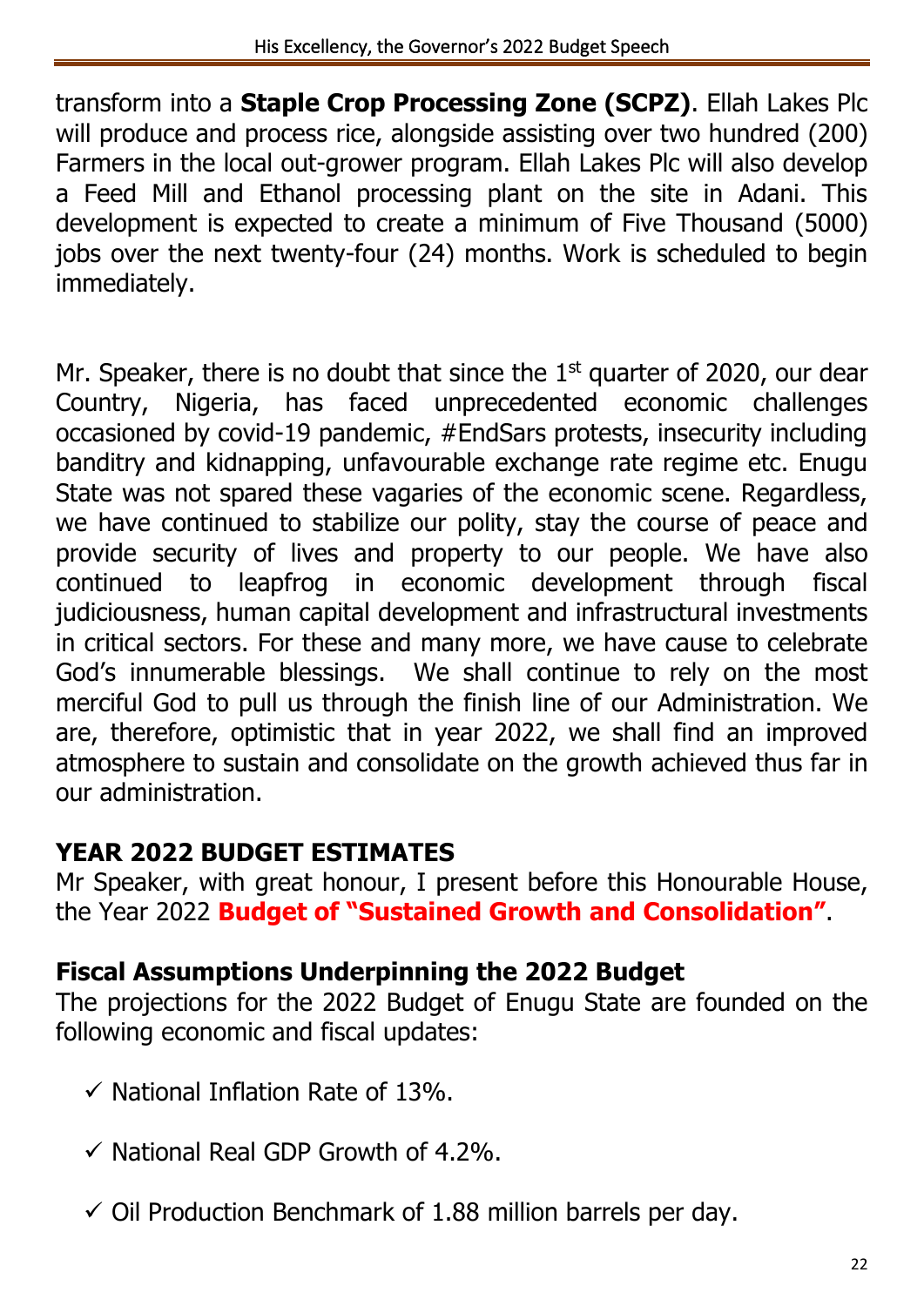transform into a **Staple Crop Processing Zone (SCPZ)**. Ellah Lakes Plc will produce and process rice, alongside assisting over two hundred (200) Farmers in the local out-grower program. Ellah Lakes Plc will also develop a Feed Mill and Ethanol processing plant on the site in Adani. This development is expected to create a minimum of Five Thousand (5000) jobs over the next twenty-four (24) months. Work is scheduled to begin immediately.

Mr. Speaker, there is no doubt that since the 1st quarter of 2020, our dear Country, Nigeria, has faced unprecedented economic challenges occasioned by covid-19 pandemic, #EndSars protests, insecurity including banditry and kidnapping, unfavourable exchange rate regime etc. Enugu State was not spared these vagaries of the economic scene. Regardless, we have continued to stabilize our polity, stay the course of peace and provide security of lives and property to our people. We have also continued to leapfrog in economic development through fiscal judiciousness, human capital development and infrastructural investments in critical sectors. For these and many more, we have cause to celebrate God's innumerable blessings. We shall continue to rely on the most merciful God to pull us through the finish line of our Administration. We are, therefore, optimistic that in year 2022, we shall find an improved atmosphere to sustain and consolidate on the growth achieved thus far in our administration.

## YEAR 2022 BUDGET ESTIMATES

Mr Speaker, with great honour, I present before this Honourable House, the Year 2022 **Budget of "Sustained Growth and Consolidation"**.

## Fiscal Assumptions Underpinning the 2022 Budget

The projections for the 2022 Budget of Enugu State are founded on the following economic and fiscal updates:

- ✓ National Inflation Rate of 13%.
- ✓ National Real GDP Growth of 4.2%.
- ✓ Oil Production Benchmark of 1.88 million barrels per day.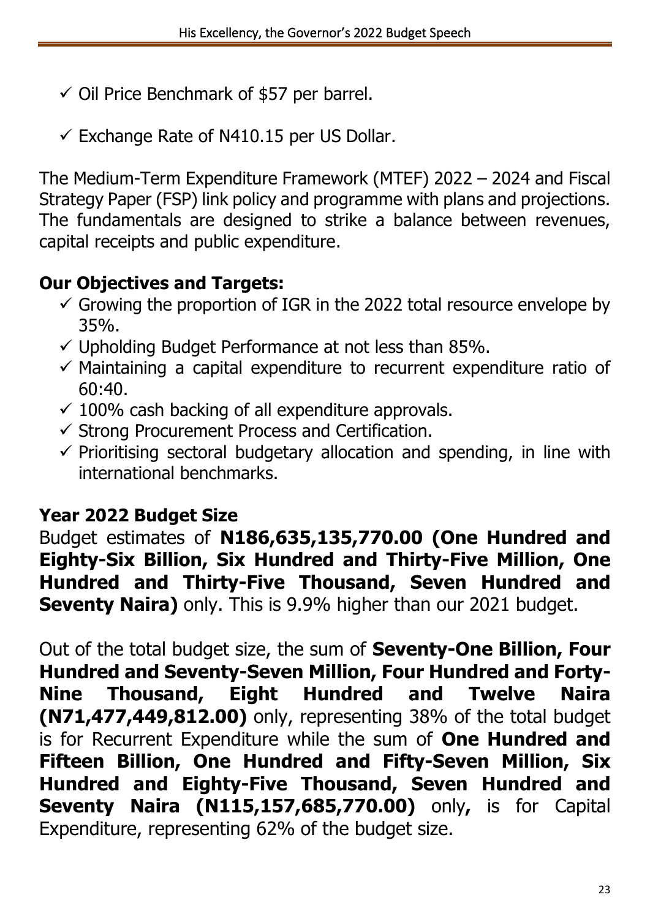- ✓ Oil Price Benchmark of $57 per barrel.
- ✓ Exchange Rate of N410.15 per US Dollar.

The Medium-Term Expenditure Framework (MTEF) 2022 – 2024 and Fiscal Strategy Paper (FSP) link policy and programme with plans and projections. The fundamentals are designed to strike a balance between revenues, capital receipts and public expenditure.

## Our Objectives and Targets:

- ✓ Growing the proportion of IGR in the 2022 total resource envelope by 35%.
- ✓ Upholding Budget Performance at not less than 85%.
- ✓ Maintaining a capital expenditure to recurrent expenditure ratio of 60:40.
- ✓ 100% cash backing of all expenditure approvals.
- ✓ Strong Procurement Process and Certification.
- ✓ Prioritising sectoral budgetary allocation and spending, in line with international benchmarks.

## Year 2022 Budget Size

Budget estimates of **N186,635,135,770.00 (One Hundred and Eighty-Six Billion, Six Hundred and Thirty-Five Million, One Hundred and Thirty-Five Thousand, Seven Hundred and Seventy Naira)** only. This is 9.9% higher than our 2021 budget.

Out of the total budget size, the sum of **Seventy-One Billion, Four Hundred and Seventy-Seven Million, Four Hundred and Forty-Nine Thousand, Eight Hundred and Twelve Naira (N71,477,449,812.00)** only, representing 38% of the total budget is for Recurrent Expenditure while the sum of **One Hundred and Fifteen Billion, One Hundred and Fifty-Seven Million, Six Hundred and Eighty-Five Thousand, Seven Hundred and Seventy Naira (N115,157,685,770.00)** only**,** is for Capital Expenditure, representing 62% of the budget size.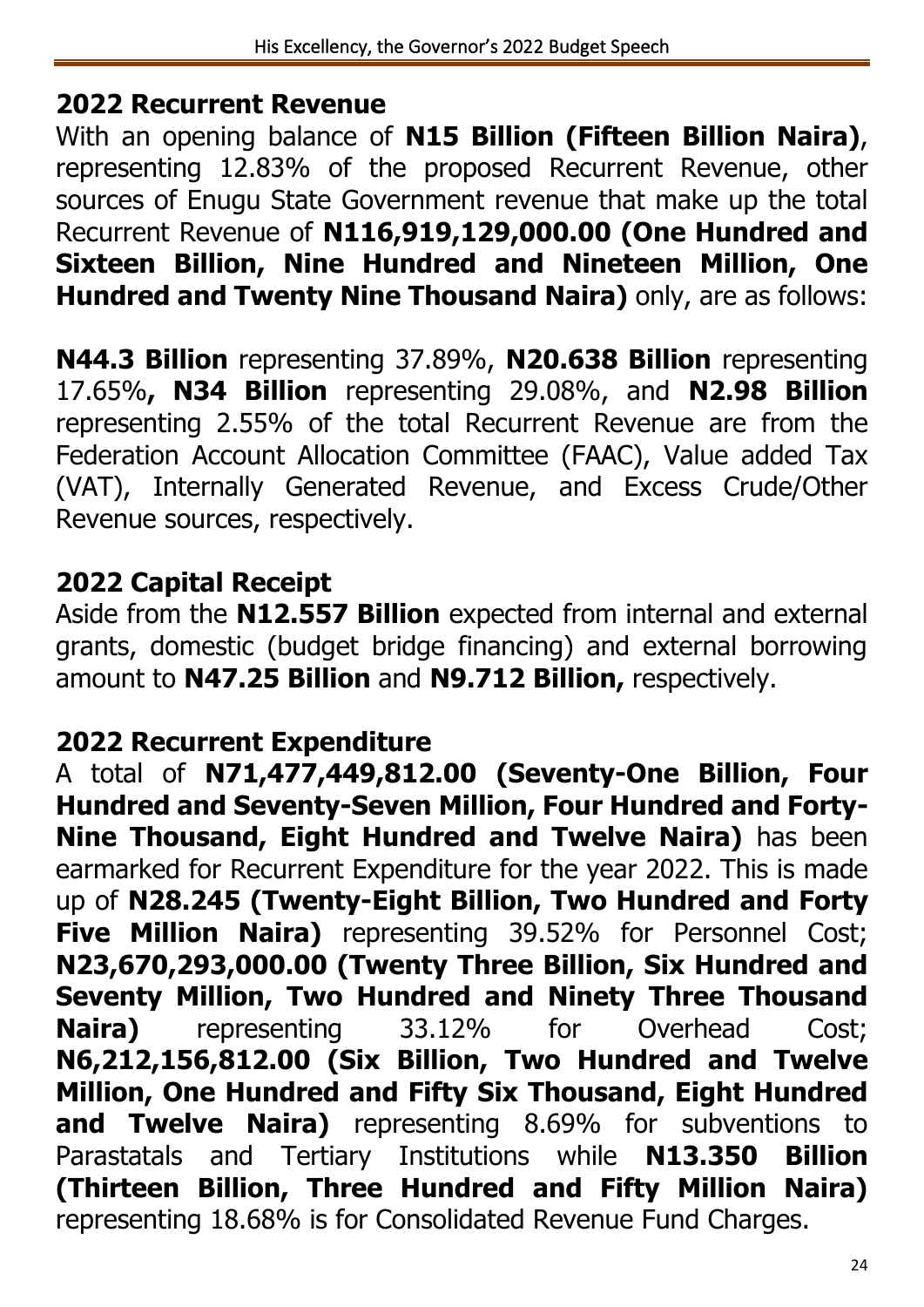## 2022 Recurrent Revenue

With an opening balance of **N15 Billion (Fifteen Billion Naira)**, representing 12.83% of the proposed Recurrent Revenue, other sources of Enugu State Government revenue that make up the total Recurrent Revenue of **N116,919,129,000.00 (One Hundred and Sixteen Billion, Nine Hundred and Nineteen Million, One Hundred and Twenty Nine Thousand Naira)** only, are as follows:

**N44.3 Billion** representing 37.89%, **N20.638 Billion** representing 17.65%**, N34 Billion** representing 29.08%, and **N2.98 Billion** representing 2.55% of the total Recurrent Revenue are from the Federation Account Allocation Committee (FAAC), Value added Tax (VAT), Internally Generated Revenue, and Excess Crude/Other Revenue sources, respectively.

## 2022 Capital Receipt

Aside from the **N12.557 Billion** expected from internal and external grants, domestic (budget bridge financing) and external borrowing amount to **N47.25 Billion** and **N9.712 Billion,** respectively.

## 2022 Recurrent Expenditure

A total of **N71,477,449,812.00 (Seventy-One Billion, Four Hundred and Seventy-Seven Million, Four Hundred and Forty-Nine Thousand, Eight Hundred and Twelve Naira)** has been earmarked for Recurrent Expenditure for the year 2022. This is made up of **N28.245 (Twenty-Eight Billion, Two Hundred and Forty Five Million Naira)** representing 39.52% for Personnel Cost; **N23,670,293,000.00 (Twenty Three Billion, Six Hundred and Seventy Million, Two Hundred and Ninety Three Thousand Naira)** representing 33.12% for Overhead Cost; **N6,212,156,812.00 (Six Billion, Two Hundred and Twelve Million, One Hundred and Fifty Six Thousand, Eight Hundred and Twelve Naira)** representing 8.69% for subventions to Parastatals and Tertiary Institutions while **N13.350 Billion (Thirteen Billion, Three Hundred and Fifty Million Naira)** representing 18.68% is for Consolidated Revenue Fund Charges.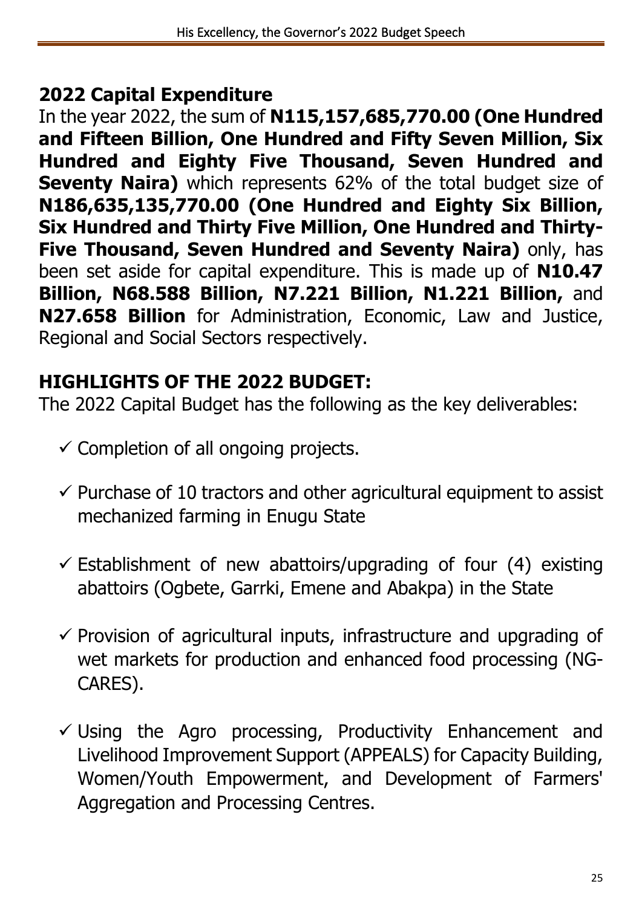## 2022 Capital Expenditure

In the year 2022, the sum of **N115,157,685,770.00 (One Hundred and Fifteen Billion, One Hundred and Fifty Seven Million, Six Hundred and Eighty Five Thousand, Seven Hundred and Seventy Naira)** which represents 62% of the total budget size of **N186,635,135,770.00 (One Hundred and Eighty Six Billion, Six Hundred and Thirty Five Million, One Hundred and Thirty-Five Thousand, Seven Hundred and Seventy Naira)** only, has been set aside for capital expenditure. This is made up of **N10.47 Billion, N68.588 Billion, N7.221 Billion, N1.221 Billion,** and **N27.658 Billion** for Administration, Economic, Law and Justice, Regional and Social Sectors respectively.

## HIGHLIGHTS OF THE 2022 BUDGET:

The 2022 Capital Budget has the following as the key deliverables:

- ✓ Completion of all ongoing projects.
- ✓ Purchase of 10 tractors and other agricultural equipment to assist mechanized farming in Enugu State
- ✓ Establishment of new abattoirs/upgrading of four (4) existing abattoirs (Ogbete, Garrki, Emene and Abakpa) in the State
- ✓ Provision of agricultural inputs, infrastructure and upgrading of wet markets for production and enhanced food processing (NG-CARES).
- ✓ Using the Agro processing, Productivity Enhancement and Livelihood Improvement Support (APPEALS) for Capacity Building, Women/Youth Empowerment, and Development of Farmers' Aggregation and Processing Centres.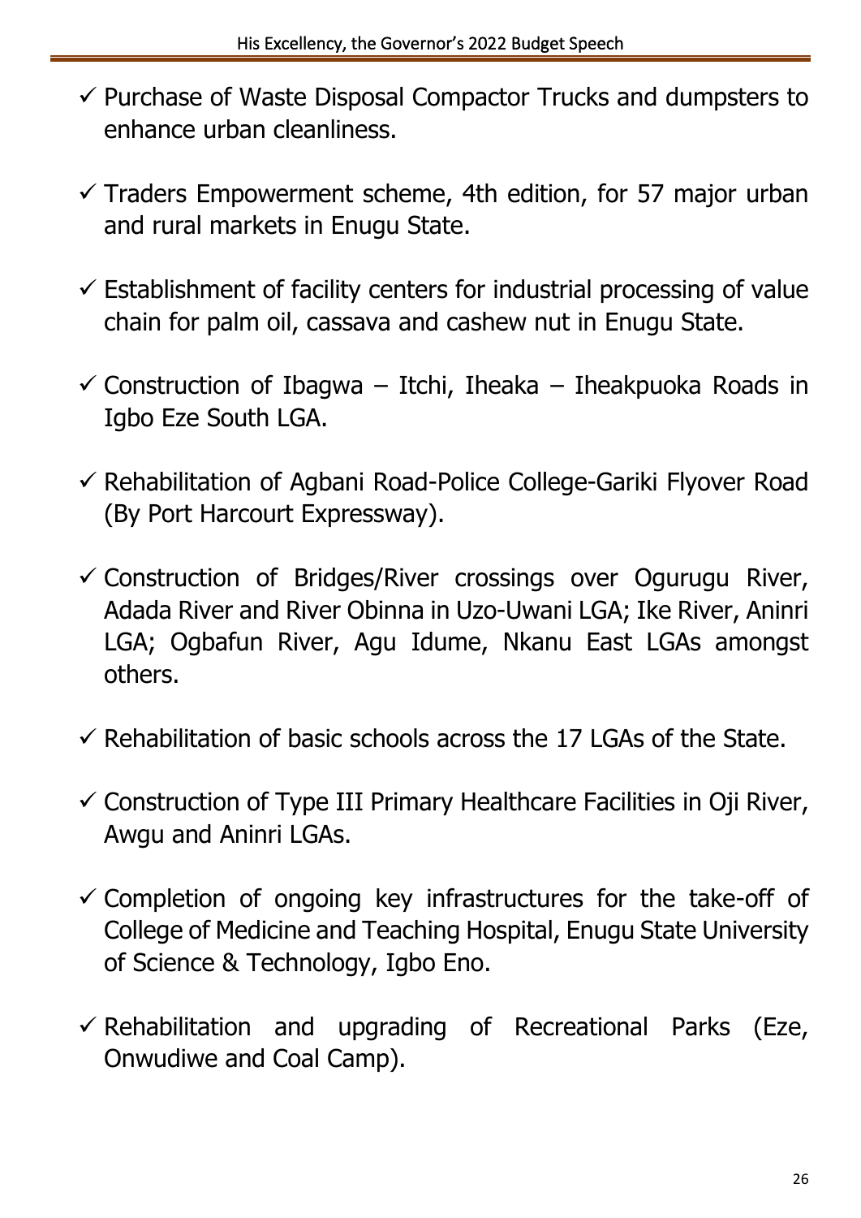- ✓ Purchase of Waste Disposal Compactor Trucks and dumpsters to enhance urban cleanliness.
- ✓ Traders Empowerment scheme, 4th edition, for 57 major urban and rural markets in Enugu State.
- ✓ Establishment of facility centers for industrial processing of value chain for palm oil, cassava and cashew nut in Enugu State.
- ✓ Construction of Ibagwa – Itchi, Iheaka – Iheakpuoka Roads in Igbo Eze South LGA.
- ✓ Rehabilitation of Agbani Road-Police College-Gariki Flyover Road (By Port Harcourt Expressway).
- ✓ Construction of Bridges/River crossings over Ogurugu River, Adada River and River Obinna in Uzo-Uwani LGA; Ike River, Aninri LGA; Ogbafun River, Agu Idume, Nkanu East LGAs amongst others.
- ✓ Rehabilitation of basic schools across the 17 LGAs of the State.
- ✓ Construction of Type III Primary Healthcare Facilities in Oji River, Awgu and Aninri LGAs.
- ✓ Completion of ongoing key infrastructures for the take-off of College of Medicine and Teaching Hospital, Enugu State University of Science & Technology, Igbo Eno.
- ✓ Rehabilitation and upgrading of Recreational Parks (Eze, Onwudiwe and Coal Camp).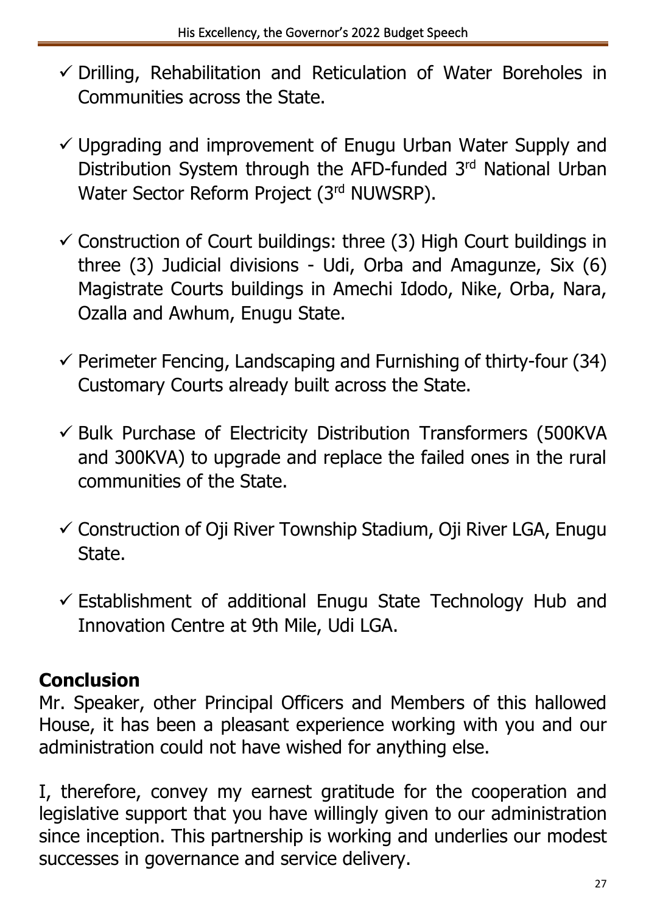- ✓ Drilling, Rehabilitation and Reticulation of Water Boreholes in Communities across the State.

- ✓ Upgrading and improvement of Enugu Urban Water Supply and Distribution System through the AFD-funded 3rd National Urban Water Sector Reform Project (3rd NUWSRP).

- ✓ Construction of Court buildings: three (3) High Court buildings in three (3) Judicial divisions - Udi, Orba and Amagunze, Six (6) Magistrate Courts buildings in Amechi Idodo, Nike, Orba, Nara, Ozalla and Awhum, Enugu State.

- ✓ Perimeter Fencing, Landscaping and Furnishing of thirty-four (34) Customary Courts already built across the State.

- ✓ Bulk Purchase of Electricity Distribution Transformers (500KVA and 300KVA) to upgrade and replace the failed ones in the rural communities of the State.

- ✓ Construction of Oji River Township Stadium, Oji River LGA, Enugu State.

- ✓ Establishment of additional Enugu State Technology Hub and Innovation Centre at 9th Mile, Udi LGA.

## Conclusion

Mr. Speaker, other Principal Officers and Members of this hallowed House, it has been a pleasant experience working with you and our administration could not have wished for anything else.

I, therefore, convey my earnest gratitude for the cooperation and legislative support that you have willingly given to our administration since inception. This partnership is working and underlies our modest successes in governance and service delivery.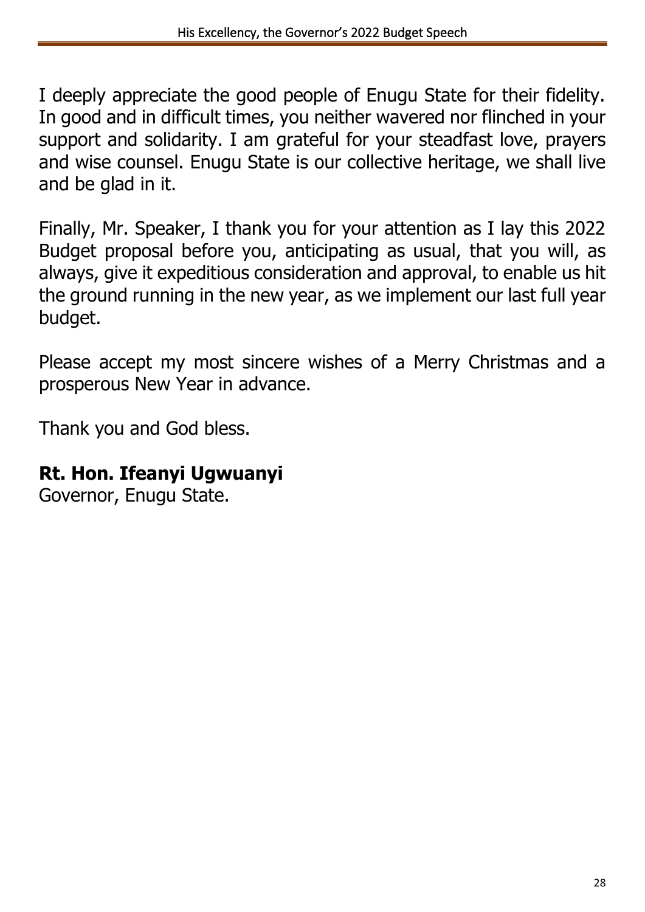I deeply appreciate the good people of Enugu State for their fidelity. In good and in difficult times, you neither wavered nor flinched in your support and solidarity. I am grateful for your steadfast love, prayers and wise counsel. Enugu State is our collective heritage, we shall live and be glad in it.

Finally, Mr. Speaker, I thank you for your attention as I lay this 2022 Budget proposal before you, anticipating as usual, that you will, as always, give it expeditious consideration and approval, to enable us hit the ground running in the new year, as we implement our last full year budget.

Please accept my most sincere wishes of a Merry Christmas and a prosperous New Year in advance.

Thank you and God bless.

**Rt. Hon. Ifeanyi Ugwuanyi**
Governor, Enugu State.